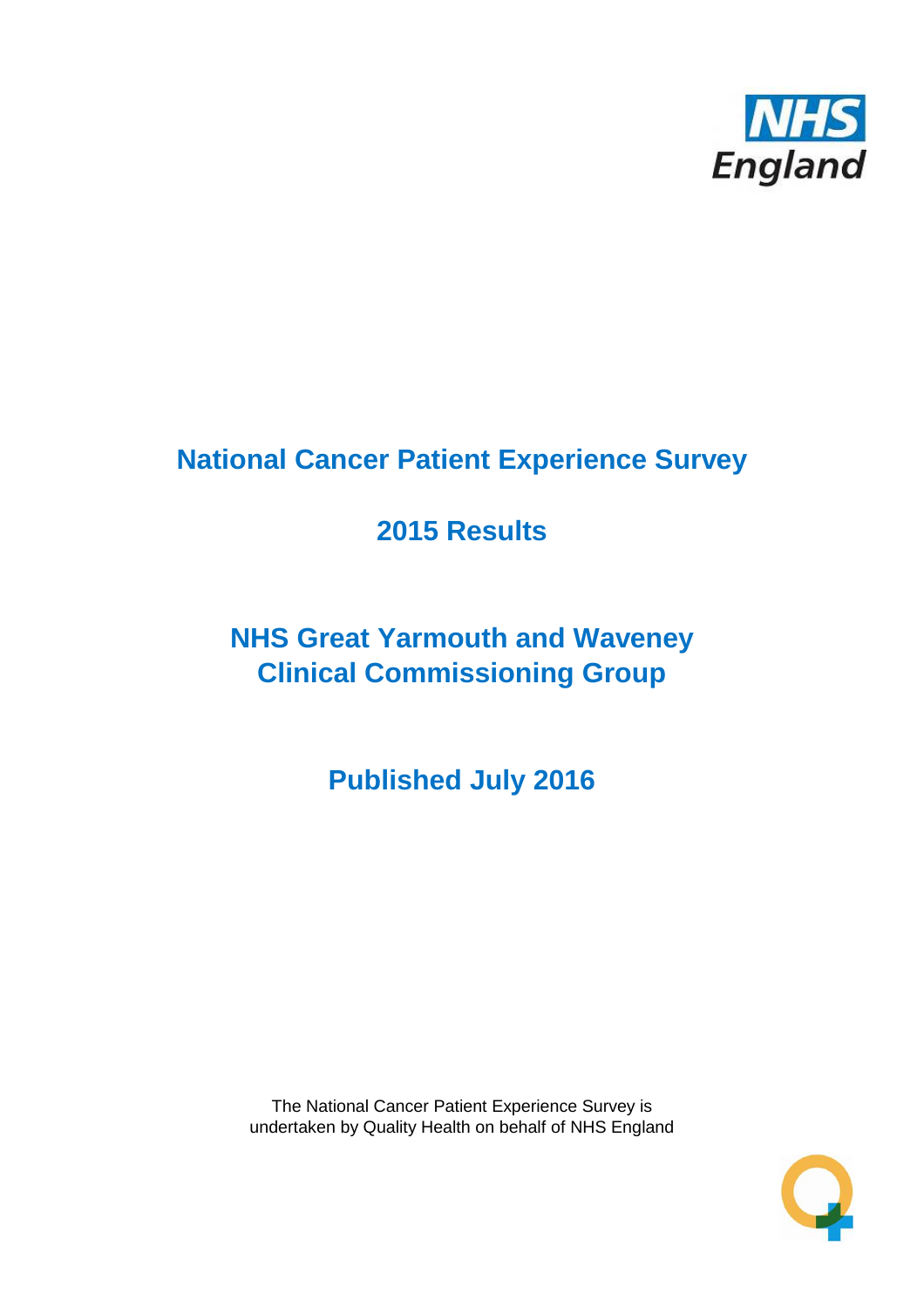# National Cancer Patient Experience Survey

## 2015 Results

## NHS Great Yarmouth and Waveney Clinical Commissioning Group

## Published July 2016

The National Cancer Patient Experience Survey is undertaken by Quality Health on behalf of NHS England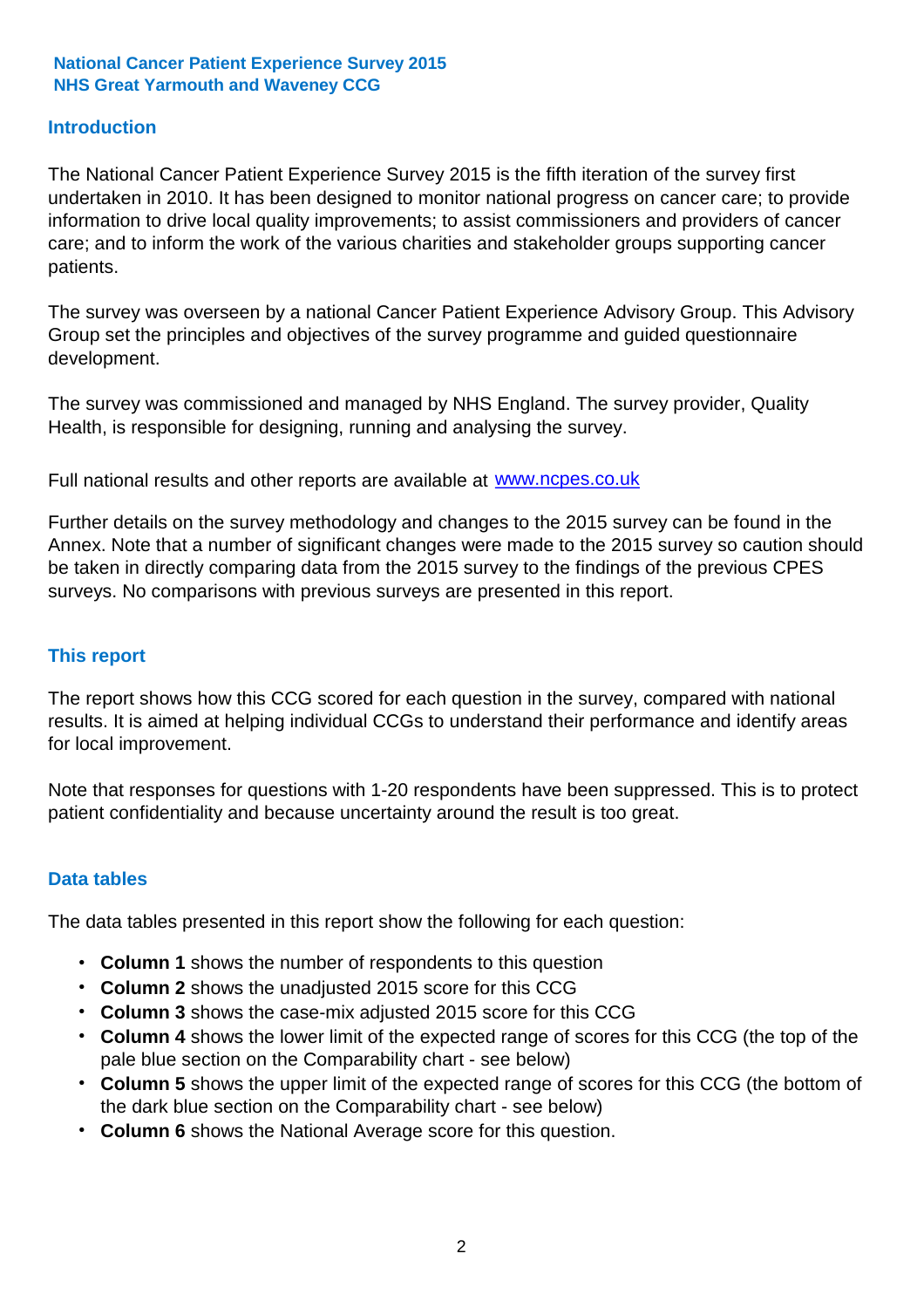**National Cancer Patient Experience Survey 2015**
**NHS Great Yarmouth and Waveney CCG**

## Introduction

The National Cancer Patient Experience Survey 2015 is the fifth iteration of the survey first undertaken in 2010. It has been designed to monitor national progress on cancer care; to provide information to drive local quality improvements; to assist commissioners and providers of cancer care; and to inform the work of the various charities and stakeholder groups supporting cancer patients.

The survey was overseen by a national Cancer Patient Experience Advisory Group. This Advisory Group set the principles and objectives of the survey programme and guided questionnaire development.

The survey was commissioned and managed by NHS England. The survey provider, Quality Health, is responsible for designing, running and analysing the survey.

Full national results and other reports are available at [www.ncpes.co.uk](http://www.ncpes.co.uk)

Further details on the survey methodology and changes to the 2015 survey can be found in the Annex. Note that a number of significant changes were made to the 2015 survey so caution should be taken in directly comparing data from the 2015 survey to the findings of the previous CPES surveys. No comparisons with previous surveys are presented in this report.

## This report

The report shows how this CCG scored for each question in the survey, compared with national results. It is aimed at helping individual CCGs to understand their performance and identify areas for local improvement.

Note that responses for questions with 1-20 respondents have been suppressed. This is to protect patient confidentiality and because uncertainty around the result is too great.

## Data tables

The data tables presented in this report show the following for each question:

- **Column 1** shows the number of respondents to this question
- **Column 2** shows the unadjusted 2015 score for this CCG
- **Column 3** shows the case-mix adjusted 2015 score for this CCG
- **Column 4** shows the lower limit of the expected range of scores for this CCG (the top of the pale blue section on the Comparability chart - see below)
- **Column 5** shows the upper limit of the expected range of scores for this CCG (the bottom of the dark blue section on the Comparability chart - see below)
- **Column 6** shows the National Average score for this question.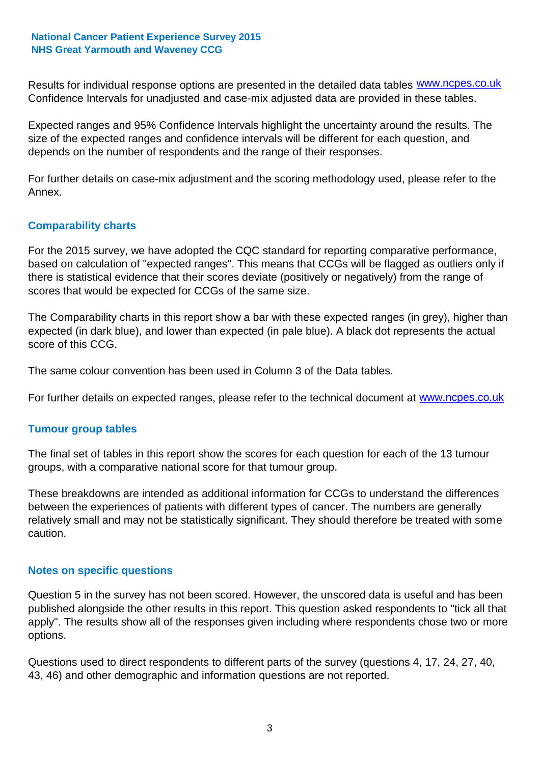Results for individual response options are presented in the detailed data tables www.ncpes.co.uk Confidence Intervals for unadjusted and case-mix adjusted data are provided in these tables.

Expected ranges and 95% Confidence Intervals highlight the uncertainty around the results. The size of the expected ranges and confidence intervals will be different for each question, and depends on the number of respondents and the range of their responses.

For further details on case-mix adjustment and the scoring methodology used, please refer to the Annex.

## Comparability charts

For the 2015 survey, we have adopted the CQC standard for reporting comparative performance, based on calculation of "expected ranges". This means that CCGs will be flagged as outliers only if there is statistical evidence that their scores deviate (positively or negatively) from the range of scores that would be expected for CCGs of the same size.

The Comparability charts in this report show a bar with these expected ranges (in grey), higher than expected (in dark blue), and lower than expected (in pale blue). A black dot represents the actual score of this CCG.

The same colour convention has been used in Column 3 of the Data tables.

For further details on expected ranges, please refer to the technical document at www.ncpes.co.uk

## Tumour group tables

The final set of tables in this report show the scores for each question for each of the 13 tumour groups, with a comparative national score for that tumour group.

These breakdowns are intended as additional information for CCGs to understand the differences between the experiences of patients with different types of cancer. The numbers are generally relatively small and may not be statistically significant. They should therefore be treated with some caution.

## Notes on specific questions

Question 5 in the survey has not been scored. However, the unscored data is useful and has been published alongside the other results in this report. This question asked respondents to "tick all that apply". The results show all of the responses given including where respondents chose two or more options.

Questions used to direct respondents to different parts of the survey (questions 4, 17, 24, 27, 40, 43, 46) and other demographic and information questions are not reported.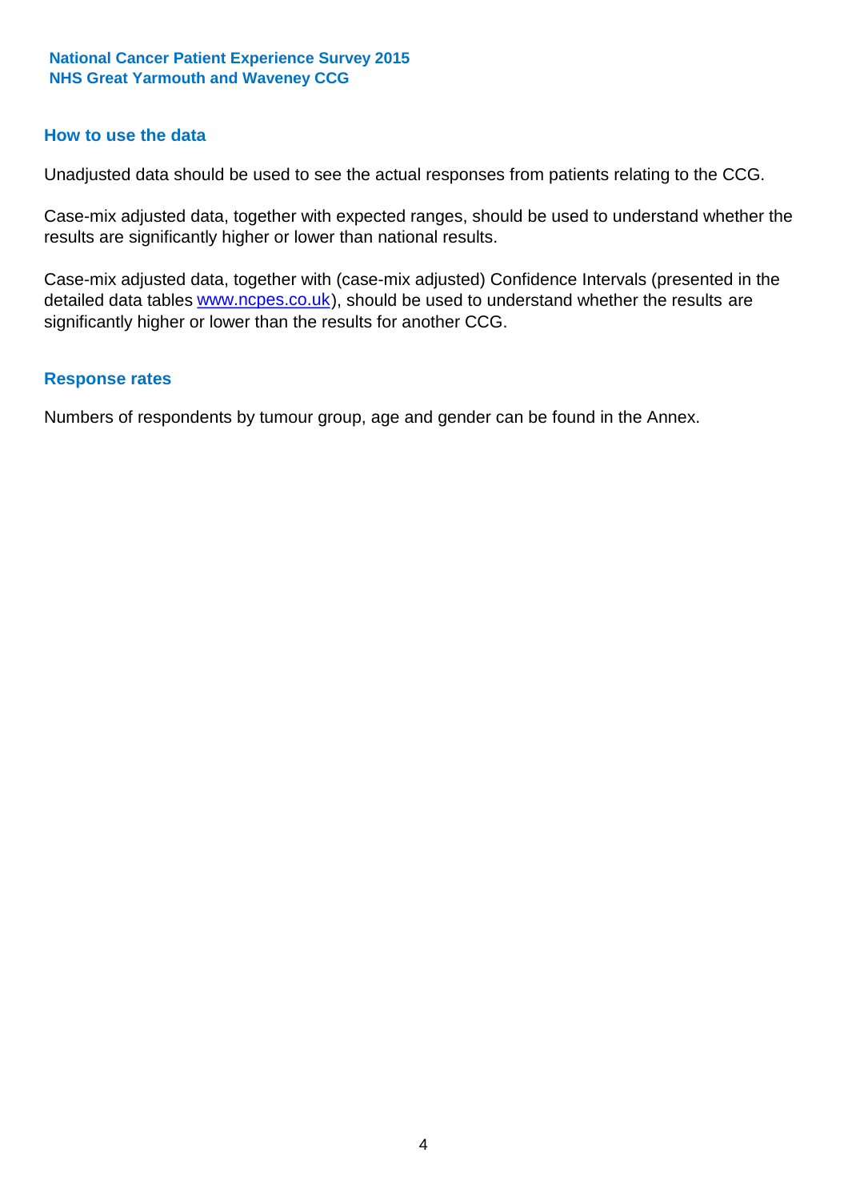## How to use the data

Unadjusted data should be used to see the actual responses from patients relating to the CCG.

Case-mix adjusted data, together with expected ranges, should be used to understand whether the results are significantly higher or lower than national results.

Case-mix adjusted data, together with (case-mix adjusted) Confidence Intervals (presented in the detailed data tables www.ncpes.co.uk), should be used to understand whether the results are significantly higher or lower than the results for another CCG.

## Response rates

Numbers of respondents by tumour group, age and gender can be found in the Annex.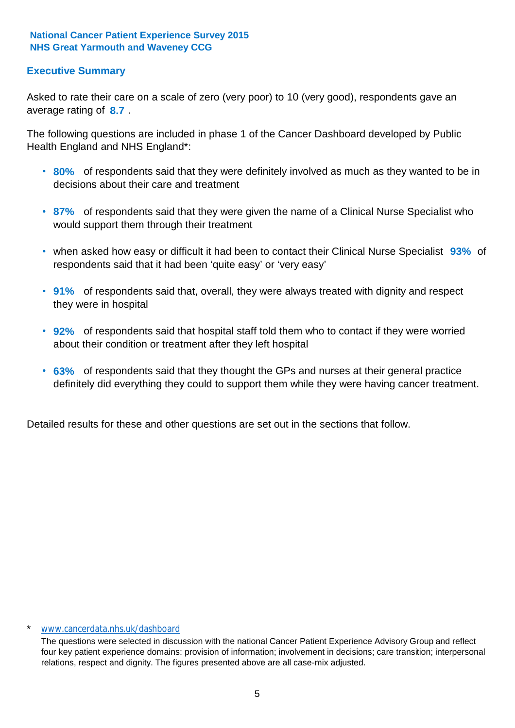**National Cancer Patient Experience Survey 2015**
**NHS Great Yarmouth and Waveney CCG**

## Executive Summary

Asked to rate their care on a scale of zero (very poor) to 10 (very good), respondents gave an average rating of **8.7** .

The following questions are included in phase 1 of the Cancer Dashboard developed by Public Health England and NHS England*:

- **80%** of respondents said that they were definitely involved as much as they wanted to be in decisions about their care and treatment
- **87%** of respondents said that they were given the name of a Clinical Nurse Specialist who would support them through their treatment
- when asked how easy or difficult it had been to contact their Clinical Nurse Specialist **93%** of respondents said that it had been 'quite easy' or 'very easy'
- **91%** of respondents said that, overall, they were always treated with dignity and respect they were in hospital
- **92%** of respondents said that hospital staff told them who to contact if they were worried about their condition or treatment after they left hospital
- **63%** of respondents said that they thought the GPs and nurses at their general practice definitely did everything they could to support them while they were having cancer treatment.

Detailed results for these and other questions are set out in the sections that follow.

\* www.cancerdata.nhs.uk/dashboard

The questions were selected in discussion with the national Cancer Patient Experience Advisory Group and reflect four key patient experience domains: provision of information; involvement in decisions; care transition; interpersonal relations, respect and dignity. The figures presented above are all case-mix adjusted.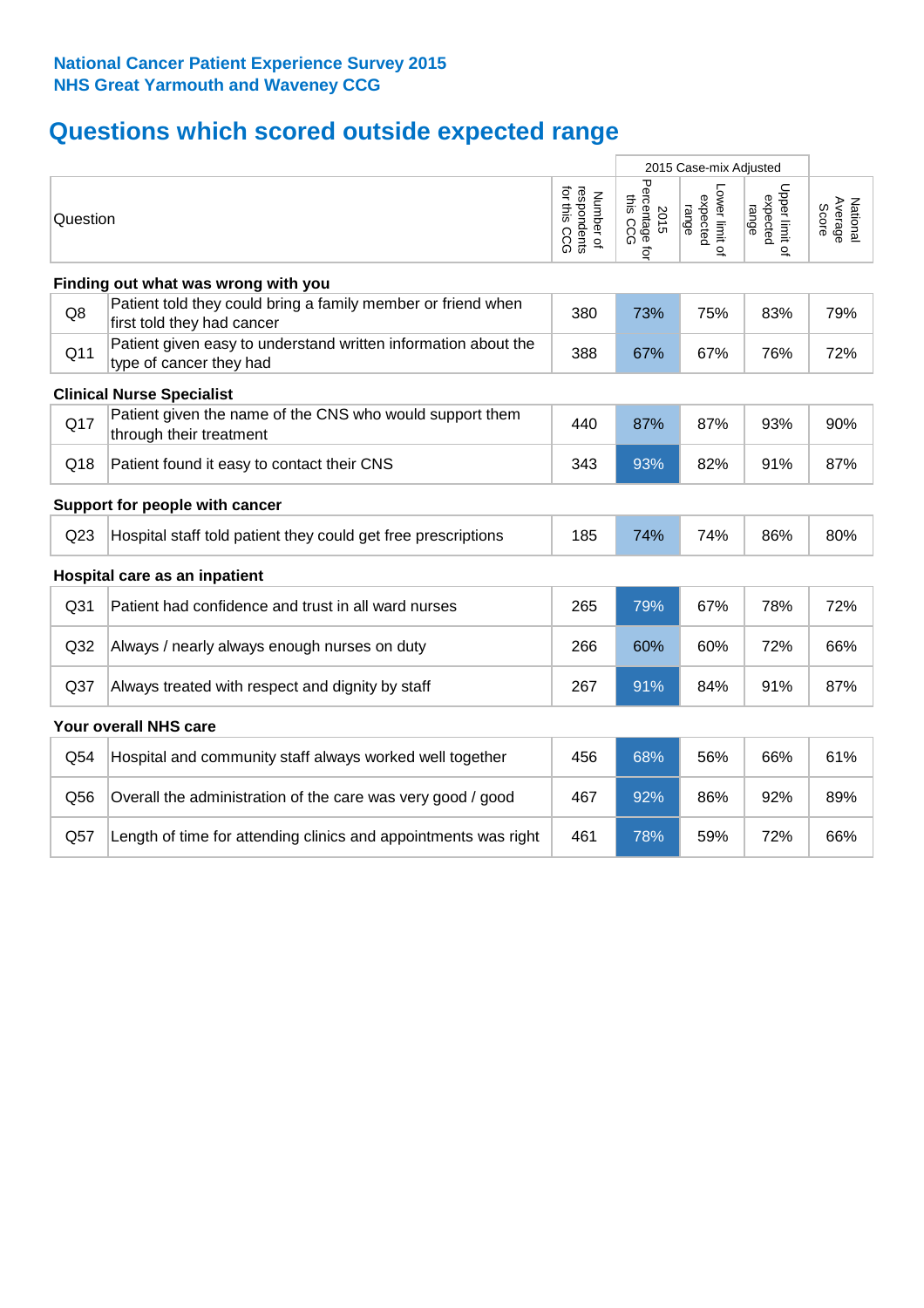**National Cancer Patient Experience Survey 2015**
**NHS Great Yarmouth and Waveney CCG**

# Questions which scored outside expected range

| | Question | Number of respondents for this CCG | 2015 Case-mix Adjusted: 2015 Percentage for this CCG | 2015 Case-mix Adjusted: Lower limit of expected range | 2015 Case-mix Adjusted: Upper limit of expected range | National Average Score |
|---|---|---|---|---|---|---|
| **Finding out what was wrong with you** | | | | | | |
| Q8 | Patient told they could bring a family member or friend when first told they had cancer | 380 | 73% | 75% | 83% | 79% |
| Q11 | Patient given easy to understand written information about the type of cancer they had | 388 | 67% | 67% | 76% | 72% |
| **Clinical Nurse Specialist** | | | | | | |
| Q17 | Patient given the name of the CNS who would support them through their treatment | 440 | 87% | 87% | 93% | 90% |
| Q18 | Patient found it easy to contact their CNS | 343 | 93% | 82% | 91% | 87% |
| **Support for people with cancer** | | | | | | |
| Q23 | Hospital staff told patient they could get free prescriptions | 185 | 74% | 74% | 86% | 80% |
| **Hospital care as an inpatient** | | | | | | |
| Q31 | Patient had confidence and trust in all ward nurses | 265 | 79% | 67% | 78% | 72% |
| Q32 | Always / nearly always enough nurses on duty | 266 | 60% | 60% | 72% | 66% |
| Q37 | Always treated with respect and dignity by staff | 267 | 91% | 84% | 91% | 87% |
| **Your overall NHS care** | | | | | | |
| Q54 | Hospital and community staff always worked well together | 456 | 68% | 56% | 66% | 61% |
| Q56 | Overall the administration of the care was very good / good | 467 | 92% | 86% | 92% | 89% |
| Q57 | Length of time for attending clinics and appointments was right | 461 | 78% | 59% | 72% | 66% |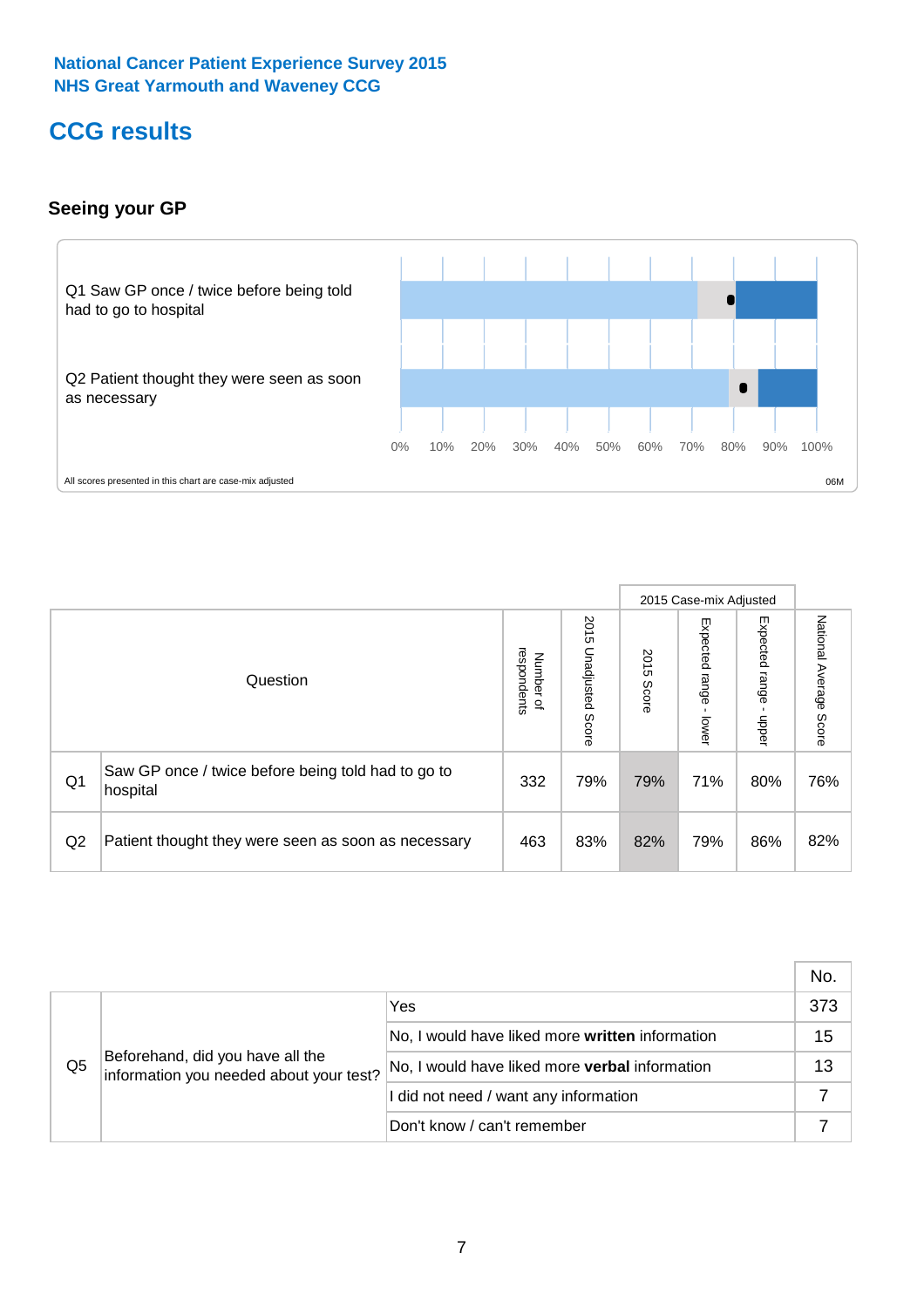National Cancer Patient Experience Survey 2015
NHS Great Yarmouth and Waveney CCG

# CCG results

## Seeing your GP

Q1 Saw GP once / twice before being told had to go to hospital

Q2 Patient thought they were seen as soon as necessary

0% 10% 20% 30% 40% 50% 60% 70% 80% 90% 100%

All scores presented in this chart are case-mix adjusted

06M

| | Question | Number of respondents | 2015 Unadjusted Score | 2015 Case-mix Adjusted: 2015 Score | 2015 Case-mix Adjusted: Expected range - lower | 2015 Case-mix Adjusted: Expected range - upper | National Average Score |
|---|---|---|---|---|---|---|---|
| Q1 | Saw GP once / twice before being told had to go to hospital | 332 | 79% | 79% | 71% | 80% | 76% |
| Q2 | Patient thought they were seen as soon as necessary | 463 | 83% | 82% | 79% | 86% | 82% |

| | | | No. |
|---|---|---|---|
| Q5 | Beforehand, did you have all the information you needed about your test? | Yes | 373 |
| | | No, I would have liked more **written** information | 15 |
| | | No, I would have liked more **verbal** information | 13 |
| | | I did not need / want any information | 7 |
| | | Don't know / can't remember | 7 |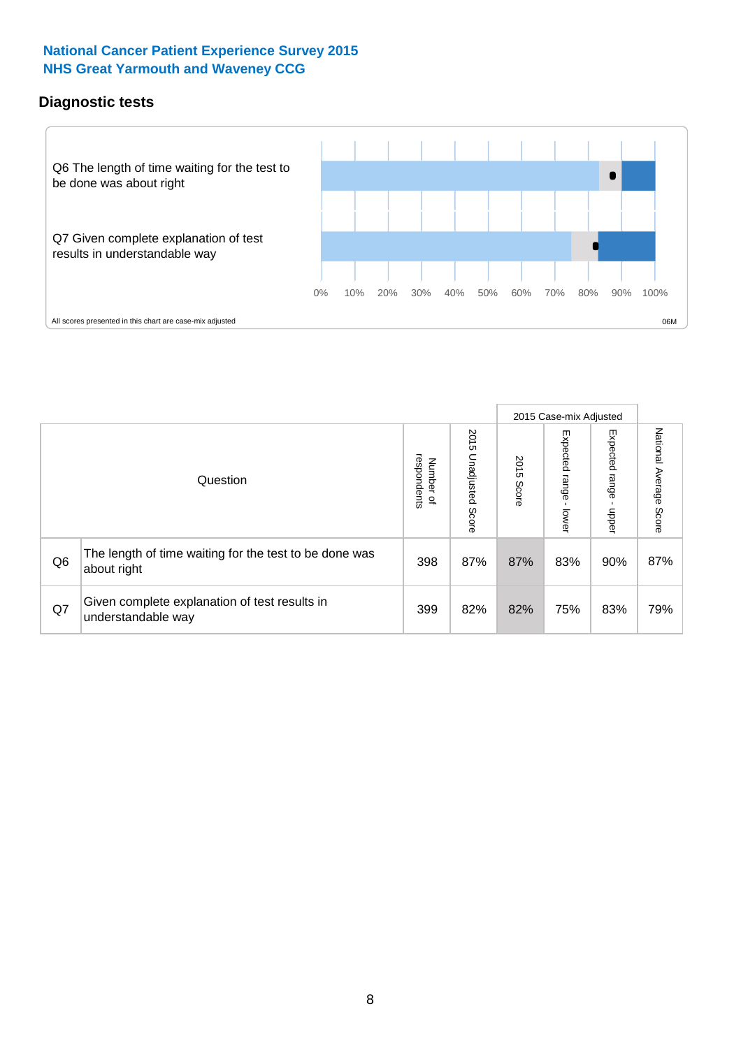**National Cancer Patient Experience Survey 2015**
**NHS Great Yarmouth and Waveney CCG**

## Diagnostic tests

Q6 The length of time waiting for the test to be done was about right

Q7 Given complete explanation of test results in understandable way

0% 10% 20% 30% 40% 50% 60% 70% 80% 90% 100%

All scores presented in this chart are case-mix adjusted

06M

| Question | | Number of respondents | 2015 Unadjusted Score | 2015 Case-mix Adjusted | | | National Average Score |
|---|---|---|---|---|---|---|---|
| | | | | 2015 Score | Expected range - lower | Expected range - upper | |
| Q6 | The length of time waiting for the test to be done was about right | 398 | 87% | 87% | 83% | 90% | 87% |
| Q7 | Given complete explanation of test results in understandable way | 399 | 82% | 82% | 75% | 83% | 79% |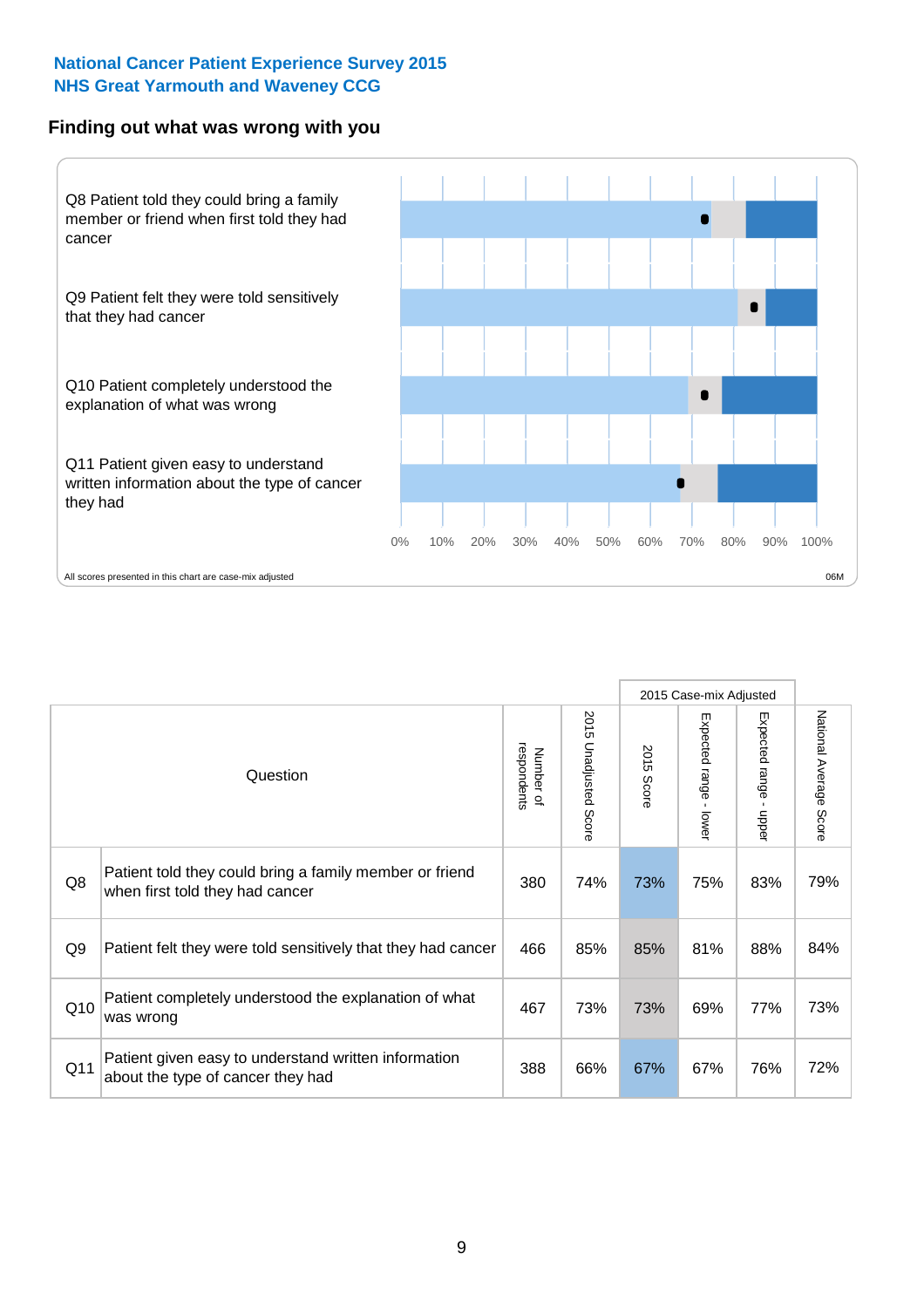National Cancer Patient Experience Survey 2015
NHS Great Yarmouth and Waveney CCG

## Finding out what was wrong with you

Q8 Patient told they could bring a family member or friend when first told they had cancer

Q9 Patient felt they were told sensitively that they had cancer

Q10 Patient completely understood the explanation of what was wrong

Q11 Patient given easy to understand written information about the type of cancer they had

0% 10% 20% 30% 40% 50% 60% 70% 80% 90% 100%

All scores presented in this chart are case-mix adjusted

06M

| | Question | Number of respondents | 2015 Unadjusted Score | 2015 Case-mix Adjusted: 2015 Score | 2015 Case-mix Adjusted: Expected range - lower | 2015 Case-mix Adjusted: Expected range - upper | National Average Score |
|---|---|---|---|---|---|---|---|
| Q8 | Patient told they could bring a family member or friend when first told they had cancer | 380 | 74% | 73% | 75% | 83% | 79% |
| Q9 | Patient felt they were told sensitively that they had cancer | 466 | 85% | 85% | 81% | 88% | 84% |
| Q10 | Patient completely understood the explanation of what was wrong | 467 | 73% | 73% | 69% | 77% | 73% |
| Q11 | Patient given easy to understand written information about the type of cancer they had | 388 | 66% | 67% | 67% | 76% | 72% |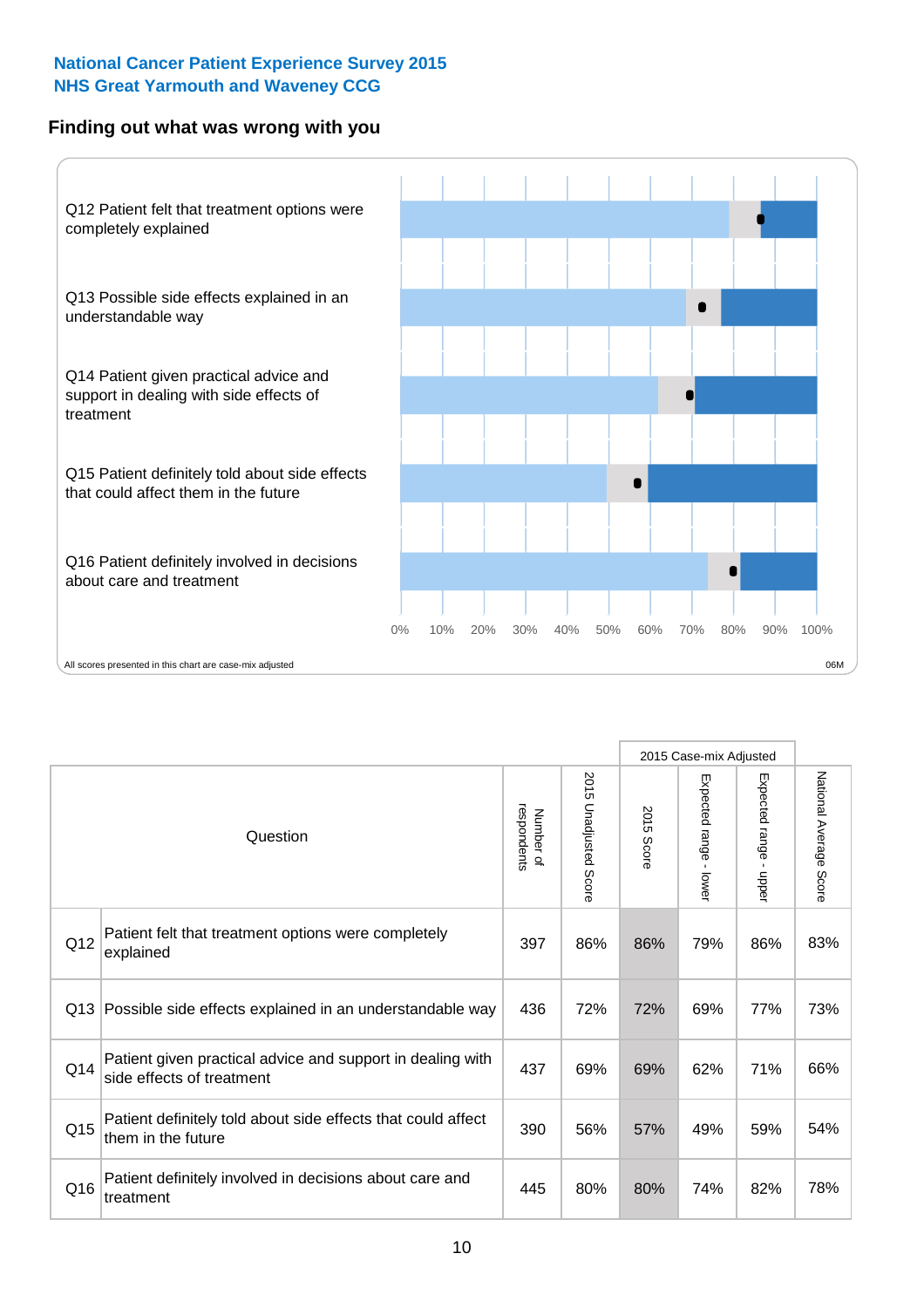**National Cancer Patient Experience Survey 2015**
**NHS Great Yarmouth and Waveney CCG**

## Finding out what was wrong with you

Q12 Patient felt that treatment options were completely explained

Q13 Possible side effects explained in an understandable way

Q14 Patient given practical advice and support in dealing with side effects of treatment

Q15 Patient definitely told about side effects that could affect them in the future

Q16 Patient definitely involved in decisions about care and treatment

0% 10% 20% 30% 40% 50% 60% 70% 80% 90% 100%

All scores presented in this chart are case-mix adjusted

06M

| | Question | Number of respondents | 2015 Unadjusted Score | 2015 Case-mix Adjusted | | | National Average Score |
|---|---|---|---|---|---|---|---|
| | | | | 2015 Score | Expected range - lower | Expected range - upper | |
| Q12 | Patient felt that treatment options were completely explained | 397 | 86% | 86% | 79% | 86% | 83% |
| Q13 | Possible side effects explained in an understandable way | 436 | 72% | 72% | 69% | 77% | 73% |
| Q14 | Patient given practical advice and support in dealing with side effects of treatment | 437 | 69% | 69% | 62% | 71% | 66% |
| Q15 | Patient definitely told about side effects that could affect them in the future | 390 | 56% | 57% | 49% | 59% | 54% |
| Q16 | Patient definitely involved in decisions about care and treatment | 445 | 80% | 80% | 74% | 82% | 78% |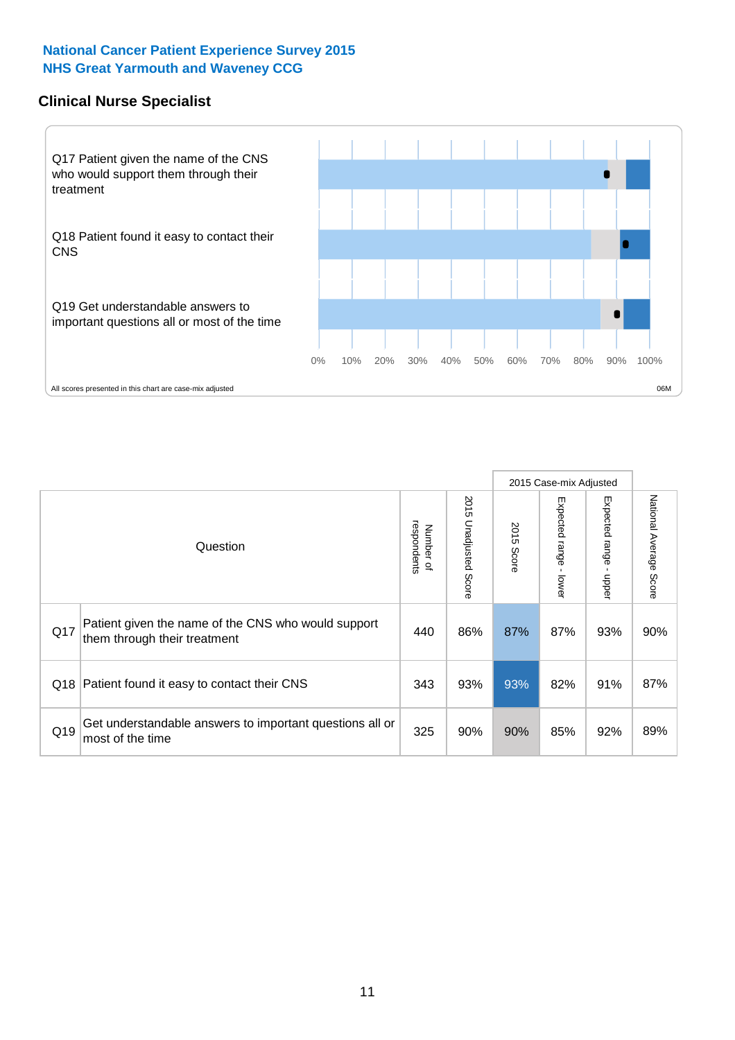**National Cancer Patient Experience Survey 2015**
**NHS Great Yarmouth and Waveney CCG**

## Clinical Nurse Specialist

Q17 Patient given the name of the CNS who would support them through their treatment

Q18 Patient found it easy to contact their CNS

Q19 Get understandable answers to important questions all or most of the time

0% 10% 20% 30% 40% 50% 60% 70% 80% 90% 100%

All scores presented in this chart are case-mix adjusted

06M

| | Question | Number of respondents | 2015 Unadjusted Score | 2015 Case-mix Adjusted | | | National Average Score |
|---|---|---|---|---|---|---|---|
| | | | | 2015 Score | Expected range - lower | Expected range - upper | |
| Q17 | Patient given the name of the CNS who would support them through their treatment | 440 | 86% | 87% | 87% | 93% | 90% |
| Q18 | Patient found it easy to contact their CNS | 343 | 93% | 93% | 82% | 91% | 87% |
| Q19 | Get understandable answers to important questions all or most of the time | 325 | 90% | 90% | 85% | 92% | 89% |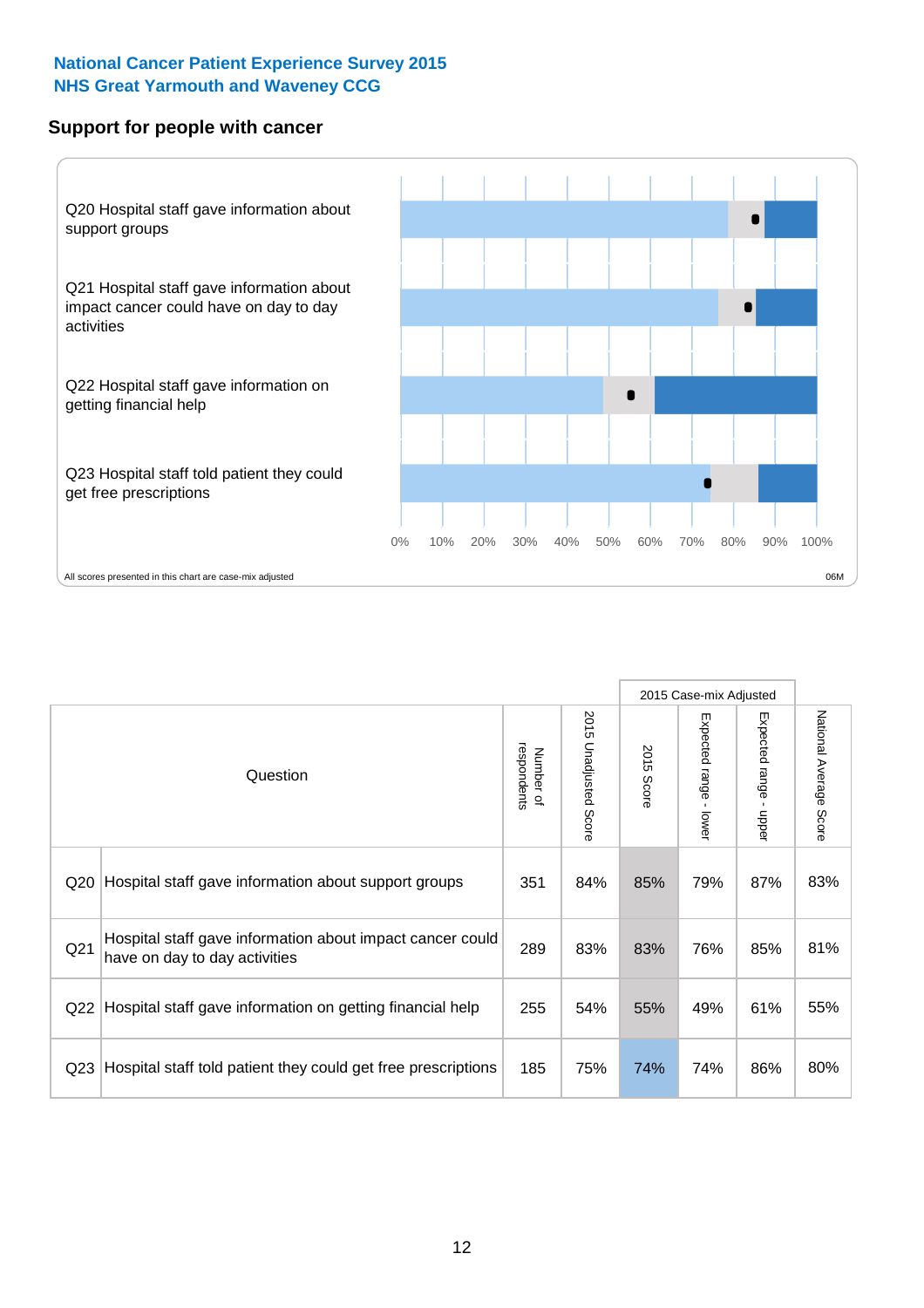National Cancer Patient Experience Survey 2015
NHS Great Yarmouth and Waveney CCG

## Support for people with cancer

Q20 Hospital staff gave information about support groups

Q21 Hospital staff gave information about impact cancer could have on day to day activities

Q22 Hospital staff gave information on getting financial help

Q23 Hospital staff told patient they could get free prescriptions

0% 10% 20% 30% 40% 50% 60% 70% 80% 90% 100%

All scores presented in this chart are case-mix adjusted

06M

| Question | | Number of respondents | 2015 Unadjusted Score | 2015 Case-mix Adjusted | | | National Average Score |
|---|---|---|---|---|---|---|---|
| | | | | 2015 Score | Expected range - lower | Expected range - upper | |
| Q20 | Hospital staff gave information about support groups | 351 | 84% | 85% | 79% | 87% | 83% |
| Q21 | Hospital staff gave information about impact cancer could have on day to day activities | 289 | 83% | 83% | 76% | 85% | 81% |
| Q22 | Hospital staff gave information on getting financial help | 255 | 54% | 55% | 49% | 61% | 55% |
| Q23 | Hospital staff told patient they could get free prescriptions | 185 | 75% | 74% | 74% | 86% | 80% |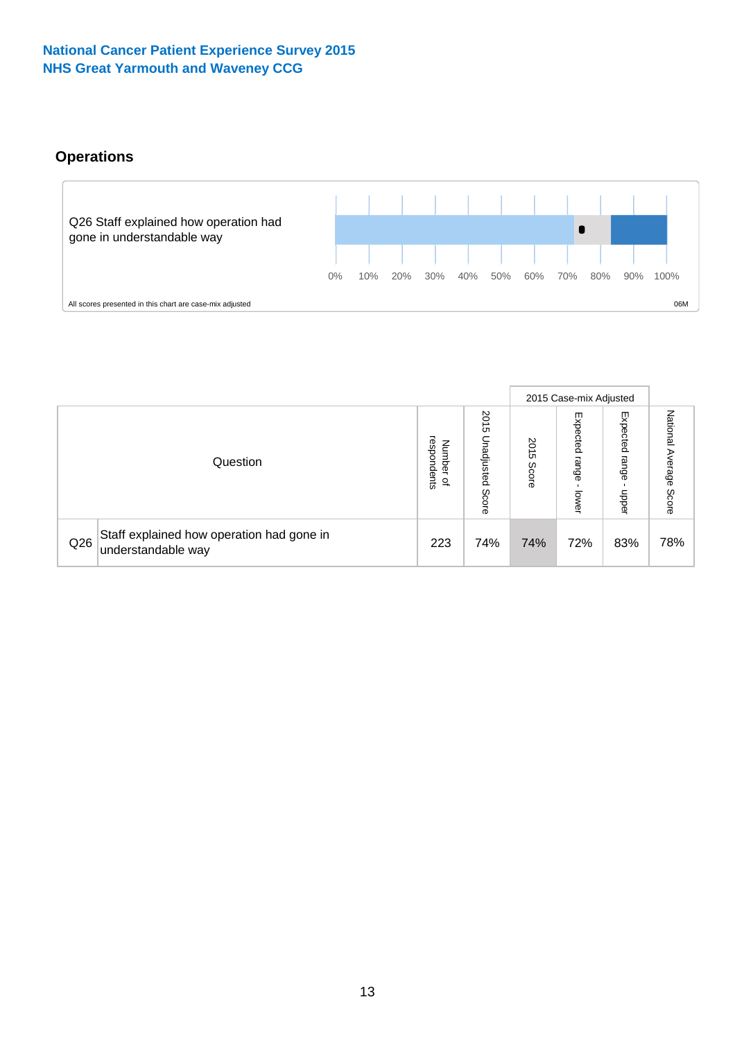National Cancer Patient Experience Survey 2015
NHS Great Yarmouth and Waveney CCG

## Operations

Q26 Staff explained how operation had gone in understandable way

0% 10% 20% 30% 40% 50% 60% 70% 80% 90% 100%

All scores presented in this chart are case-mix adjusted

06M

| | Question | Number of respondents | 2015 Unadjusted Score | 2015 Case-mix Adjusted | | | National Average Score |
|---|---|---|---|---|---|---|---|
| | | | | 2015 Score | Expected range - lower | Expected range - upper | |
| Q26 | Staff explained how operation had gone in understandable way | 223 | 74% | 74% | 72% | 83% | 78% |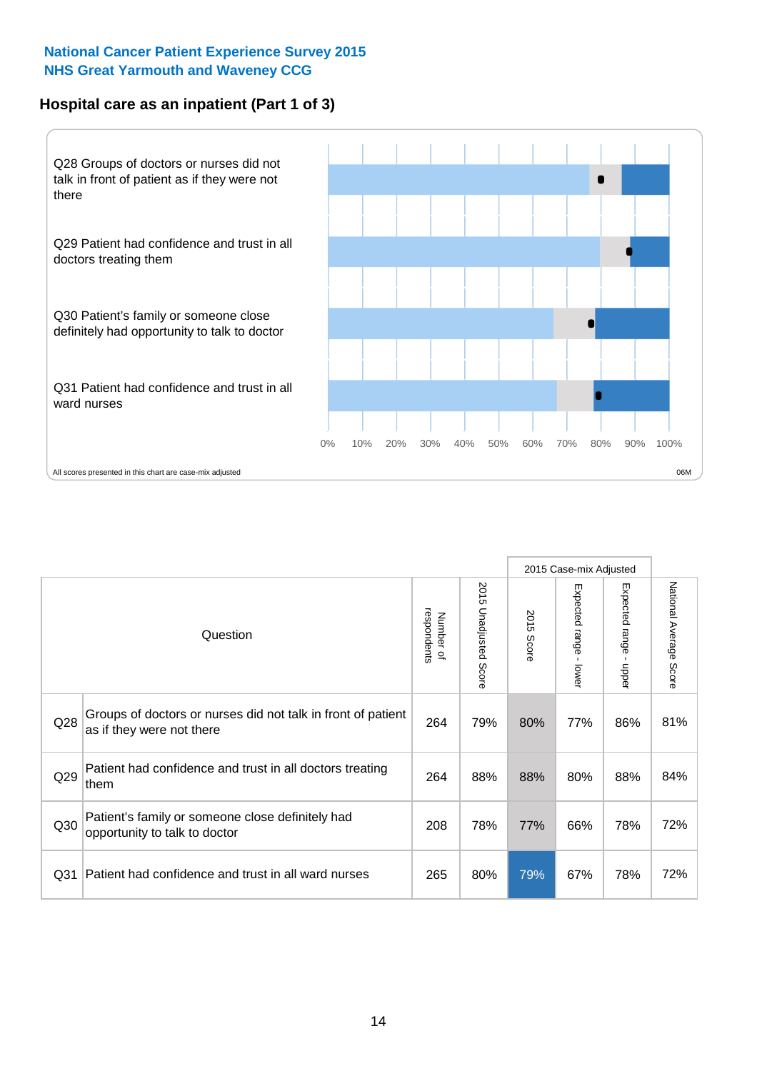National Cancer Patient Experience Survey 2015
NHS Great Yarmouth and Waveney CCG

## Hospital care as an inpatient (Part 1 of 3)

Q28 Groups of doctors or nurses did not talk in front of patient as if they were not there

Q29 Patient had confidence and trust in all doctors treating them

Q30 Patient's family or someone close definitely had opportunity to talk to doctor

Q31 Patient had confidence and trust in all ward nurses

0% 10% 20% 30% 40% 50% 60% 70% 80% 90% 100%

All scores presented in this chart are case-mix adjusted

06M

| Question | | Number of respondents | 2015 Unadjusted Score | 2015 Case-mix Adjusted | | | National Average Score |
|---|---|---|---|---|---|---|---|
| | | | | 2015 Score | Expected range - lower | Expected range - upper | |
| Q28 | Groups of doctors or nurses did not talk in front of patient as if they were not there | 264 | 79% | 80% | 77% | 86% | 81% |
| Q29 | Patient had confidence and trust in all doctors treating them | 264 | 88% | 88% | 80% | 88% | 84% |
| Q30 | Patient's family or someone close definitely had opportunity to talk to doctor | 208 | 78% | 77% | 66% | 78% | 72% |
| Q31 | Patient had confidence and trust in all ward nurses | 265 | 80% | 79% | 67% | 78% | 72% |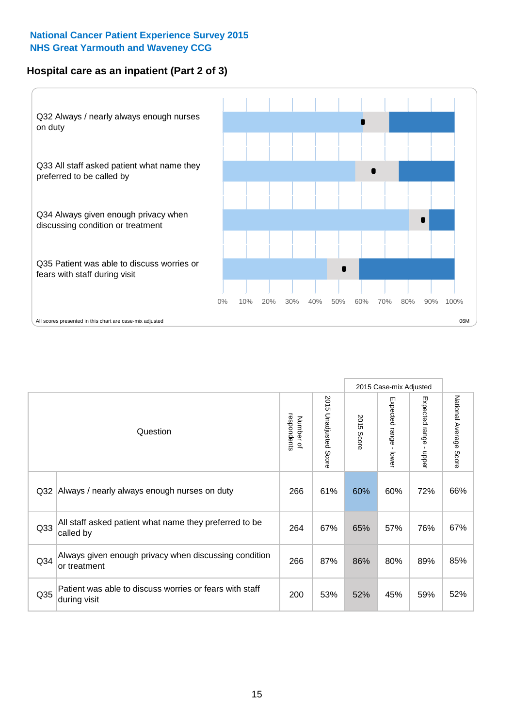National Cancer Patient Experience Survey 2015
NHS Great Yarmouth and Waveney CCG

## Hospital care as an inpatient (Part 2 of 3)

Q32 Always / nearly always enough nurses on duty

Q33 All staff asked patient what name they preferred to be called by

Q34 Always given enough privacy when discussing condition or treatment

Q35 Patient was able to discuss worries or fears with staff during visit

0% 10% 20% 30% 40% 50% 60% 70% 80% 90% 100%

All scores presented in this chart are case-mix adjusted

06M

| Question | | Number of respondents | 2015 Unadjusted Score | 2015 Case-mix Adjusted: 2015 Score | 2015 Case-mix Adjusted: Expected range - lower | 2015 Case-mix Adjusted: Expected range - upper | National Average Score |
|---|---|---|---|---|---|---|---|
| Q32 | Always / nearly always enough nurses on duty | 266 | 61% | 60% | 60% | 72% | 66% |
| Q33 | All staff asked patient what name they preferred to be called by | 264 | 67% | 65% | 57% | 76% | 67% |
| Q34 | Always given enough privacy when discussing condition or treatment | 266 | 87% | 86% | 80% | 89% | 85% |
| Q35 | Patient was able to discuss worries or fears with staff during visit | 200 | 53% | 52% | 45% | 59% | 52% |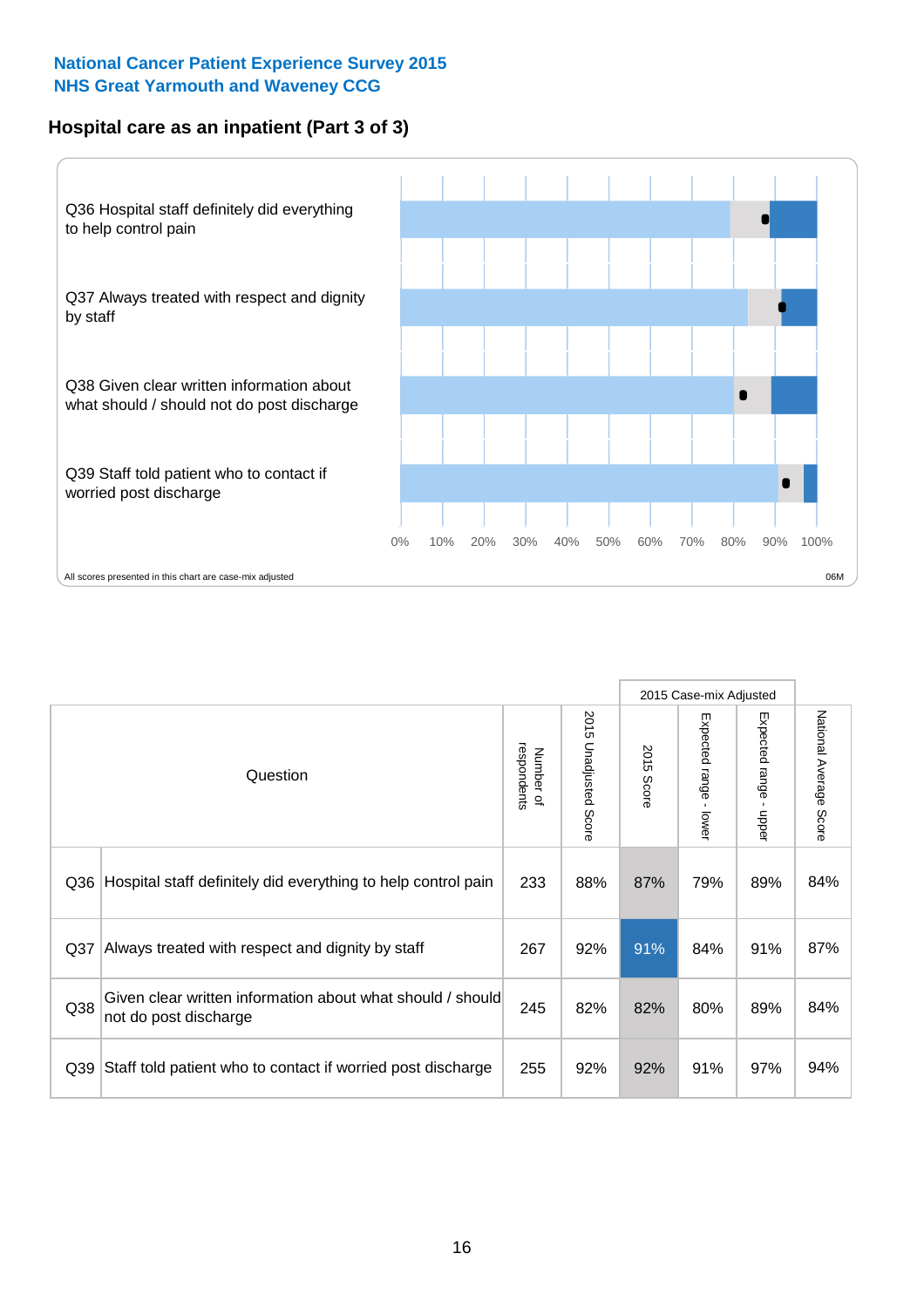National Cancer Patient Experience Survey 2015
NHS Great Yarmouth and Waveney CCG

## Hospital care as an inpatient (Part 3 of 3)

Q36 Hospital staff definitely did everything to help control pain

Q37 Always treated with respect and dignity by staff

Q38 Given clear written information about what should / should not do post discharge

Q39 Staff told patient who to contact if worried post discharge

0% 10% 20% 30% 40% 50% 60% 70% 80% 90% 100%

All scores presented in this chart are case-mix adjusted

06M

| Question | | Number of respondents | 2015 Unadjusted Score | 2015 Case-mix Adjusted | | | National Average Score |
|---|---|---|---|---|---|---|---|
| | | | | 2015 Score | Expected range - lower | Expected range - upper | |
| Q36 | Hospital staff definitely did everything to help control pain | 233 | 88% | 87% | 79% | 89% | 84% |
| Q37 | Always treated with respect and dignity by staff | 267 | 92% | 91% | 84% | 91% | 87% |
| Q38 | Given clear written information about what should / should not do post discharge | 245 | 82% | 82% | 80% | 89% | 84% |
| Q39 | Staff told patient who to contact if worried post discharge | 255 | 92% | 92% | 91% | 97% | 94% |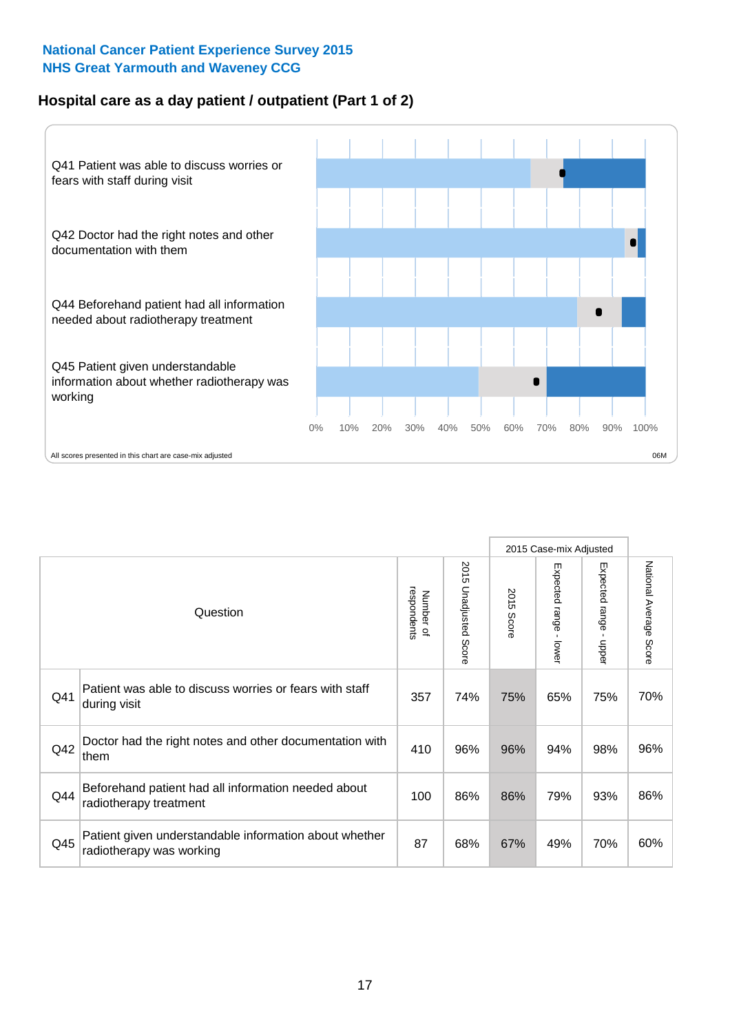**National Cancer Patient Experience Survey 2015**
**NHS Great Yarmouth and Waveney CCG**

## Hospital care as a day patient / outpatient (Part 1 of 2)

Q41 Patient was able to discuss worries or fears with staff during visit

Q42 Doctor had the right notes and other documentation with them

Q44 Beforehand patient had all information needed about radiotherapy treatment

Q45 Patient given understandable information about whether radiotherapy was working

0% 10% 20% 30% 40% 50% 60% 70% 80% 90% 100%

All scores presented in this chart are case-mix adjusted

06M

| Question | | Number of respondents | 2015 Unadjusted Score | 2015 Case-mix Adjusted | | | National Average Score |
|---|---|---|---|---|---|---|---|
| | | | | 2015 Score | Expected range - lower | Expected range - upper | |
| Q41 | Patient was able to discuss worries or fears with staff during visit | 357 | 74% | 75% | 65% | 75% | 70% |
| Q42 | Doctor had the right notes and other documentation with them | 410 | 96% | 96% | 94% | 98% | 96% |
| Q44 | Beforehand patient had all information needed about radiotherapy treatment | 100 | 86% | 86% | 79% | 93% | 86% |
| Q45 | Patient given understandable information about whether radiotherapy was working | 87 | 68% | 67% | 49% | 70% | 60% |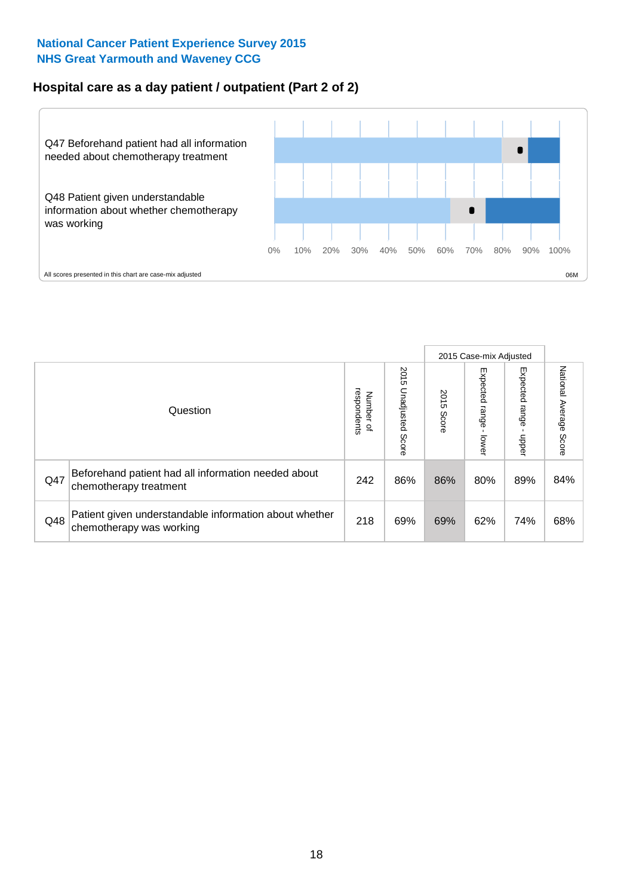National Cancer Patient Experience Survey 2015
NHS Great Yarmouth and Waveney CCG

## Hospital care as a day patient / outpatient (Part 2 of 2)

Q47 Beforehand patient had all information needed about chemotherapy treatment

Q48 Patient given understandable information about whether chemotherapy was working

0% 10% 20% 30% 40% 50% 60% 70% 80% 90% 100%

All scores presented in this chart are case-mix adjusted

06M

| Question | | Number of respondents | 2015 Unadjusted Score | 2015 Case-mix Adjusted: 2015 Score | 2015 Case-mix Adjusted: Expected range - lower | 2015 Case-mix Adjusted: Expected range - upper | National Average Score |
|---|---|---|---|---|---|---|---|
| Q47 | Beforehand patient had all information needed about chemotherapy treatment | 242 | 86% | 86% | 80% | 89% | 84% |
| Q48 | Patient given understandable information about whether chemotherapy was working | 218 | 69% | 69% | 62% | 74% | 68% |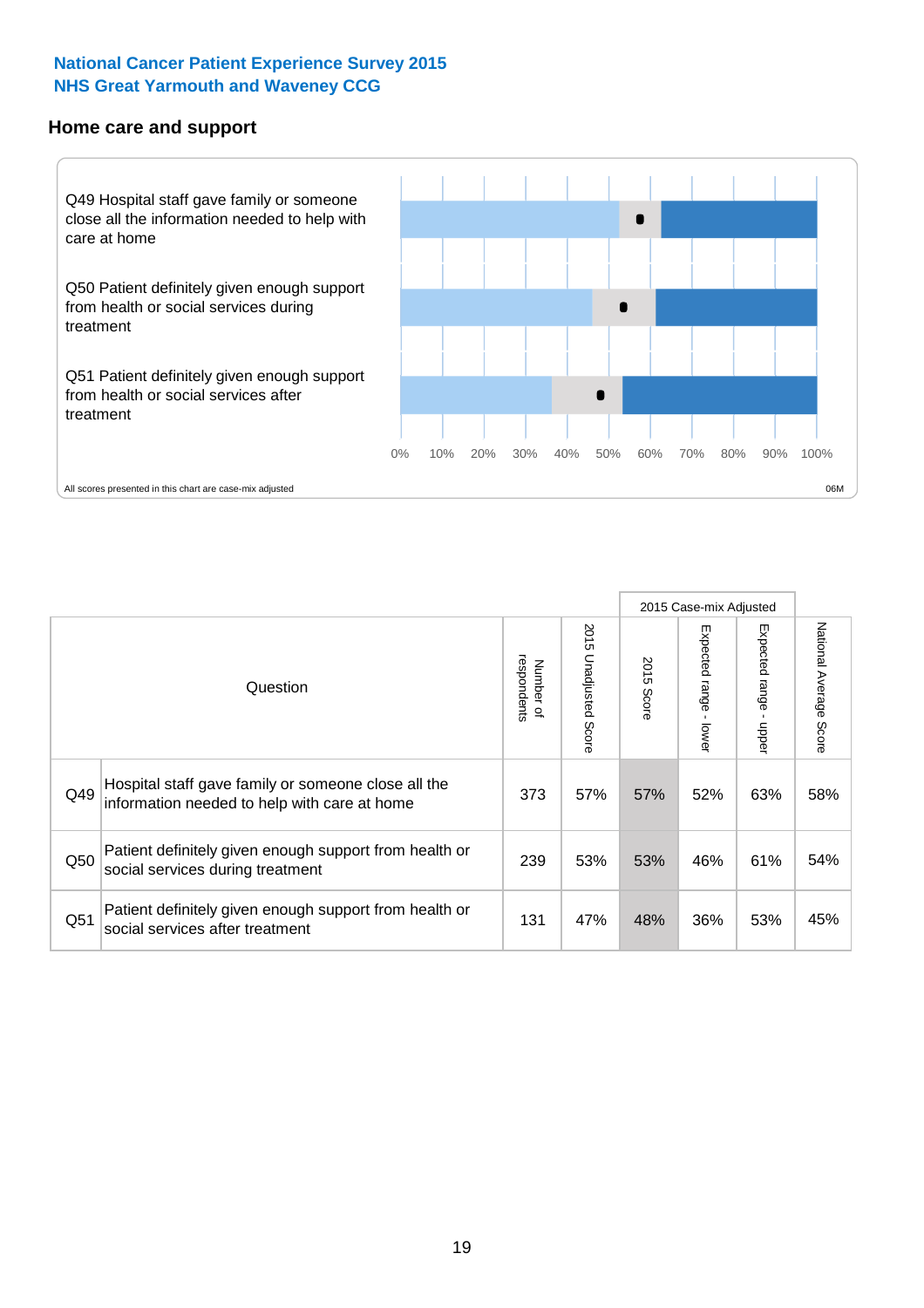**National Cancer Patient Experience Survey 2015**
**NHS Great Yarmouth and Waveney CCG**

## Home care and support

Q49 Hospital staff gave family or someone close all the information needed to help with care at home

Q50 Patient definitely given enough support from health or social services during treatment

Q51 Patient definitely given enough support from health or social services after treatment

0% 10% 20% 30% 40% 50% 60% 70% 80% 90% 100%

All scores presented in this chart are case-mix adjusted

06M

| Question | | Number of respondents | 2015 Unadjusted Score | 2015 Case-mix Adjusted | | | National Average Score |
|---|---|---|---|---|---|---|---|
| | | | | 2015 Score | Expected range - lower | Expected range - upper | |
| Q49 | Hospital staff gave family or someone close all the information needed to help with care at home | 373 | 57% | 57% | 52% | 63% | 58% |
| Q50 | Patient definitely given enough support from health or social services during treatment | 239 | 53% | 53% | 46% | 61% | 54% |
| Q51 | Patient definitely given enough support from health or social services after treatment | 131 | 47% | 48% | 36% | 53% | 45% |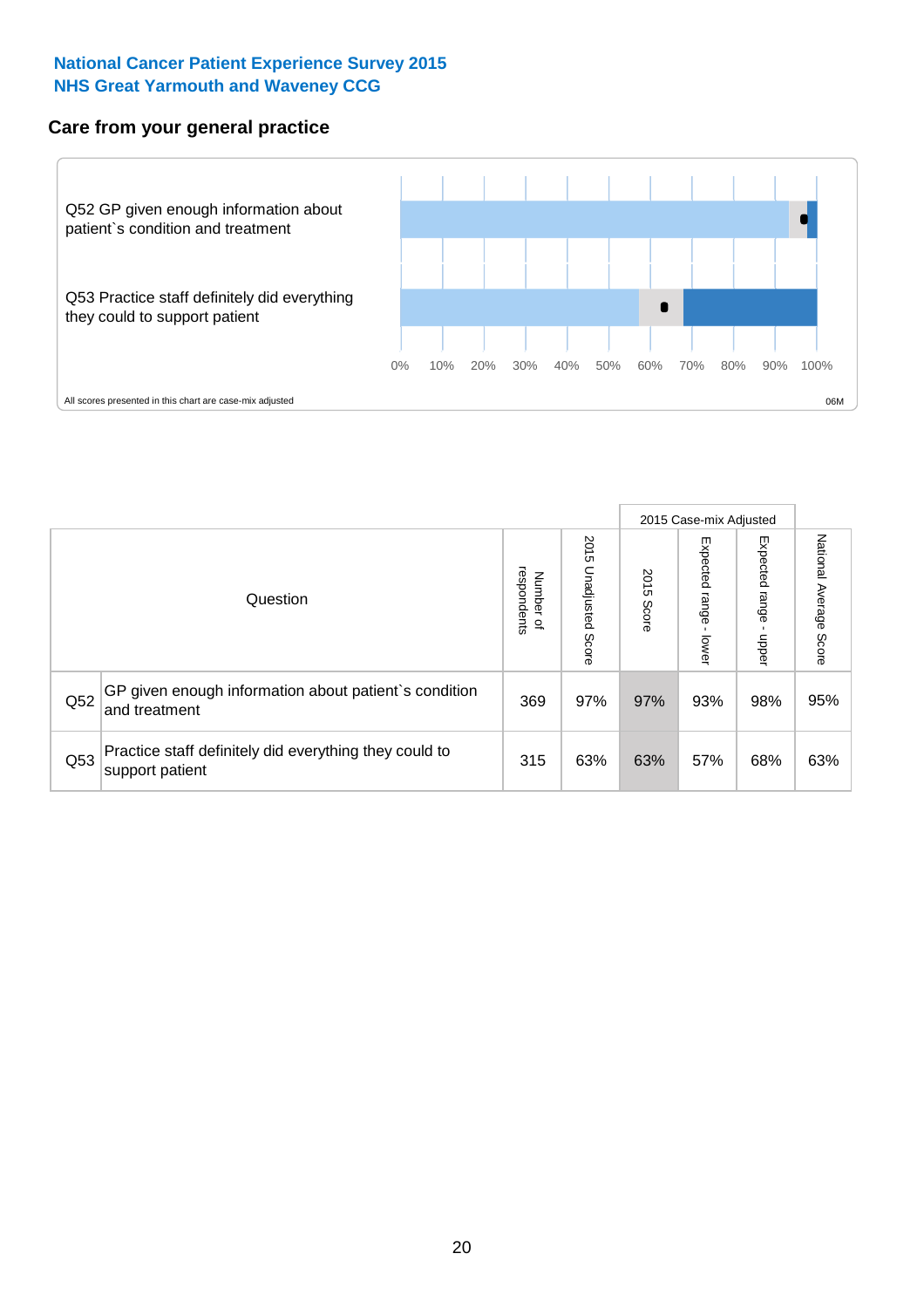**National Cancer Patient Experience Survey 2015**
**NHS Great Yarmouth and Waveney CCG**

## Care from your general practice

Q52 GP given enough information about patient`s condition and treatment

Q53 Practice staff definitely did everything they could to support patient

0% 10% 20% 30% 40% 50% 60% 70% 80% 90% 100%

All scores presented in this chart are case-mix adjusted

06M

| Question | | Number of respondents | 2015 Unadjusted Score | 2015 Case-mix Adjusted: 2015 Score | 2015 Case-mix Adjusted: Expected range - lower | 2015 Case-mix Adjusted: Expected range - upper | National Average Score |
|---|---|---|---|---|---|---|---|
| Q52 | GP given enough information about patient`s condition and treatment | 369 | 97% | 97% | 93% | 98% | 95% |
| Q53 | Practice staff definitely did everything they could to support patient | 315 | 63% | 63% | 57% | 68% | 63% |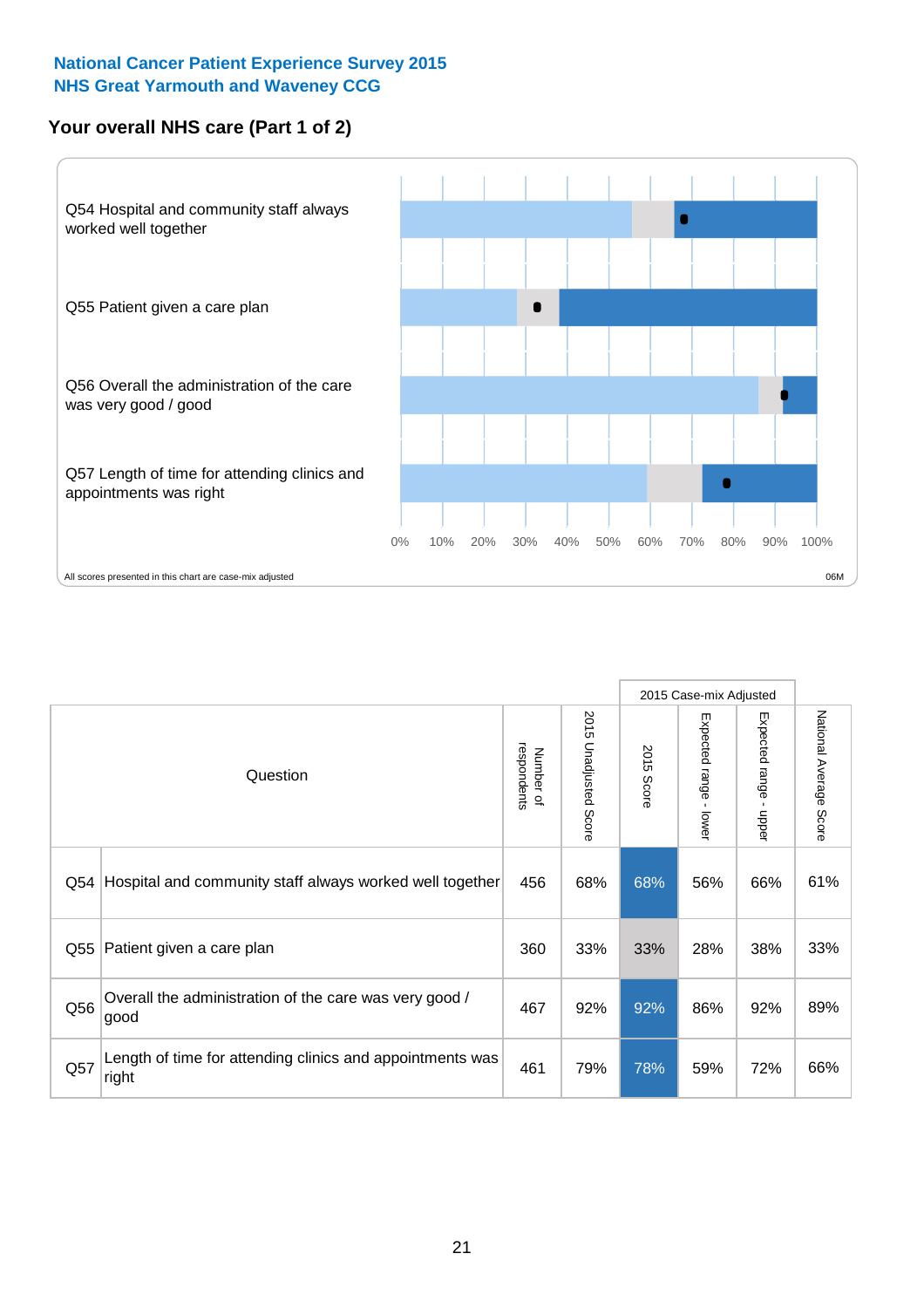National Cancer Patient Experience Survey 2015
NHS Great Yarmouth and Waveney CCG

## Your overall NHS care (Part 1 of 2)

Q54 Hospital and community staff always worked well together

Q55 Patient given a care plan

Q56 Overall the administration of the care was very good / good

Q57 Length of time for attending clinics and appointments was right

0% 10% 20% 30% 40% 50% 60% 70% 80% 90% 100%

All scores presented in this chart are case-mix adjusted

06M

| | Question | Number of respondents | 2015 Unadjusted Score | 2015 Case-mix Adjusted: 2015 Score | 2015 Case-mix Adjusted: Expected range - lower | 2015 Case-mix Adjusted: Expected range - upper | National Average Score |
|---|---|---|---|---|---|---|---|
| Q54 | Hospital and community staff always worked well together | 456 | 68% | 68% | 56% | 66% | 61% |
| Q55 | Patient given a care plan | 360 | 33% | 33% | 28% | 38% | 33% |
| Q56 | Overall the administration of the care was very good / good | 467 | 92% | 92% | 86% | 92% | 89% |
| Q57 | Length of time for attending clinics and appointments was right | 461 | 79% | 78% | 59% | 72% | 66% |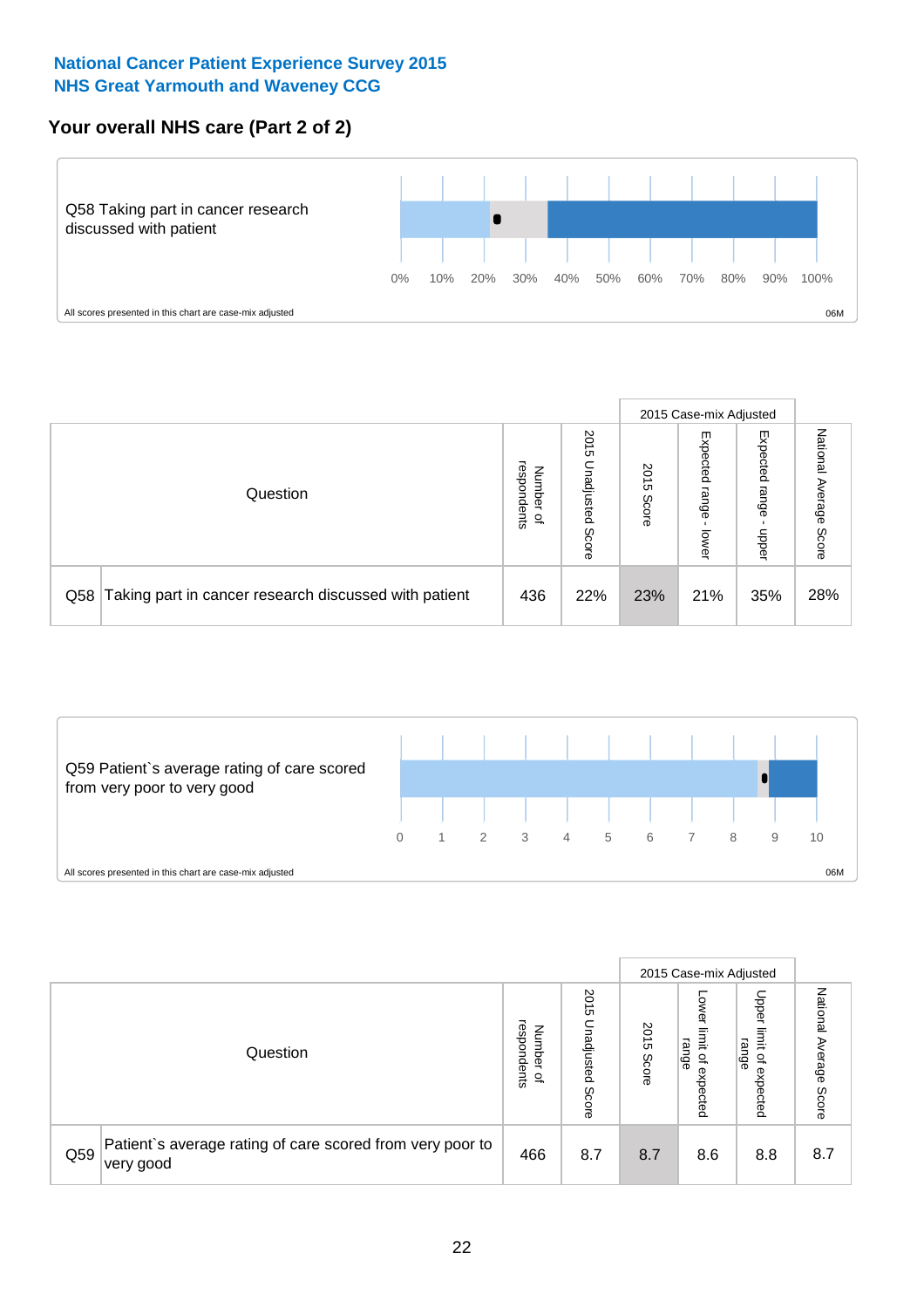**National Cancer Patient Experience Survey 2015**
**NHS Great Yarmouth and Waveney CCG**

## Your overall NHS care (Part 2 of 2)

Q58 Taking part in cancer research discussed with patient

0% 10% 20% 30% 40% 50% 60% 70% 80% 90% 100%

All scores presented in this chart are case-mix adjusted

06M

| Question | | Number of respondents | 2015 Unadjusted Score | 2015 Case-mix Adjusted 2015 Score | 2015 Case-mix Adjusted Expected range - lower | 2015 Case-mix Adjusted Expected range - upper | National Average Score |
|---|---|---|---|---|---|---|---|
| Q58 | Taking part in cancer research discussed with patient | 436 | 22% | 23% | 21% | 35% | 28% |

Q59 Patient`s average rating of care scored from very poor to very good

0 1 2 3 4 5 6 7 8 9 10

All scores presented in this chart are case-mix adjusted

06M

| Question | | Number of respondents | 2015 Unadjusted Score | 2015 Case-mix Adjusted 2015 Score | 2015 Case-mix Adjusted Lower limit of expected range | 2015 Case-mix Adjusted Upper limit of expected range | National Average Score |
|---|---|---|---|---|---|---|---|
| Q59 | Patient`s average rating of care scored from very poor to very good | 466 | 8.7 | 8.7 | 8.6 | 8.8 | 8.7 |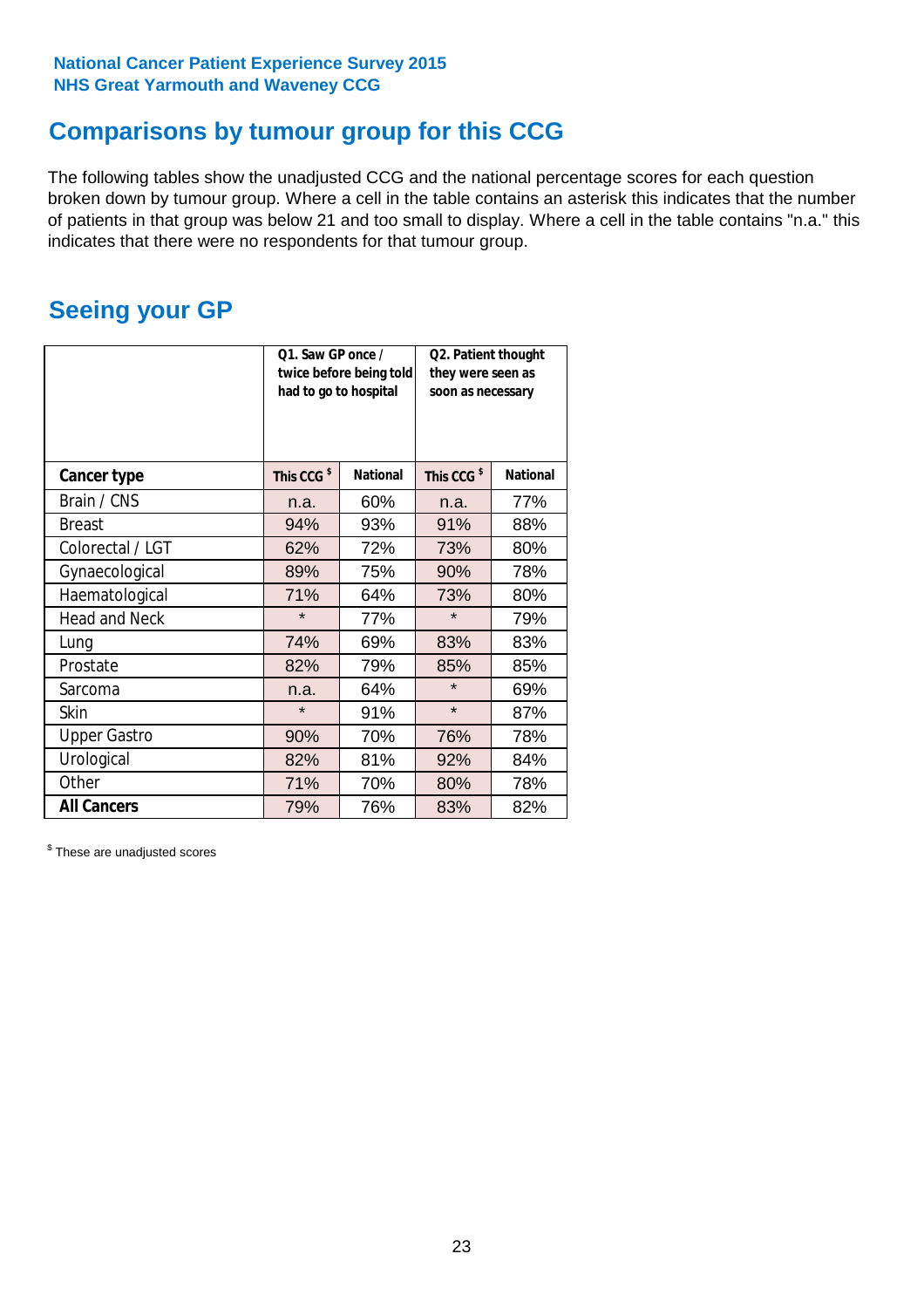National Cancer Patient Experience Survey 2015
NHS Great Yarmouth and Waveney CCG

# Comparisons by tumour group for this CCG

The following tables show the unadjusted CCG and the national percentage scores for each question broken down by tumour group. Where a cell in the table contains an asterisk this indicates that the number of patients in that group was below 21 and too small to display. Where a cell in the table contains "n.a." this indicates that there were no respondents for that tumour group.

## Seeing your GP

| | Q1. Saw GP once / twice before being told had to go to hospital | | Q2. Patient thought they were seen as soon as necessary | |
|---|---|---|---|---|
| **Cancer type** | **This CCG $** | **National** | **This CCG $** | **National** |
| Brain / CNS | n.a. | 60% | n.a. | 77% |
| Breast | 94% | 93% | 91% | 88% |
| Colorectal / LGT | 62% | 72% | 73% | 80% |
| Gynaecological | 89% | 75% | 90% | 78% |
| Haematological | 71% | 64% | 73% | 80% |
| Head and Neck | * | 77% | * | 79% |
| Lung | 74% | 69% | 83% | 83% |
| Prostate | 82% | 79% | 85% | 85% |
| Sarcoma | n.a. | 64% | * | 69% |
| Skin | * | 91% | * | 87% |
| Upper Gastro | 90% | 70% | 76% | 78% |
| Urological | 82% | 81% | 92% | 84% |
| Other | 71% | 70% | 80% | 78% |
| **All Cancers** | 79% | 76% | 83% | 82% |

$ These are unadjusted scores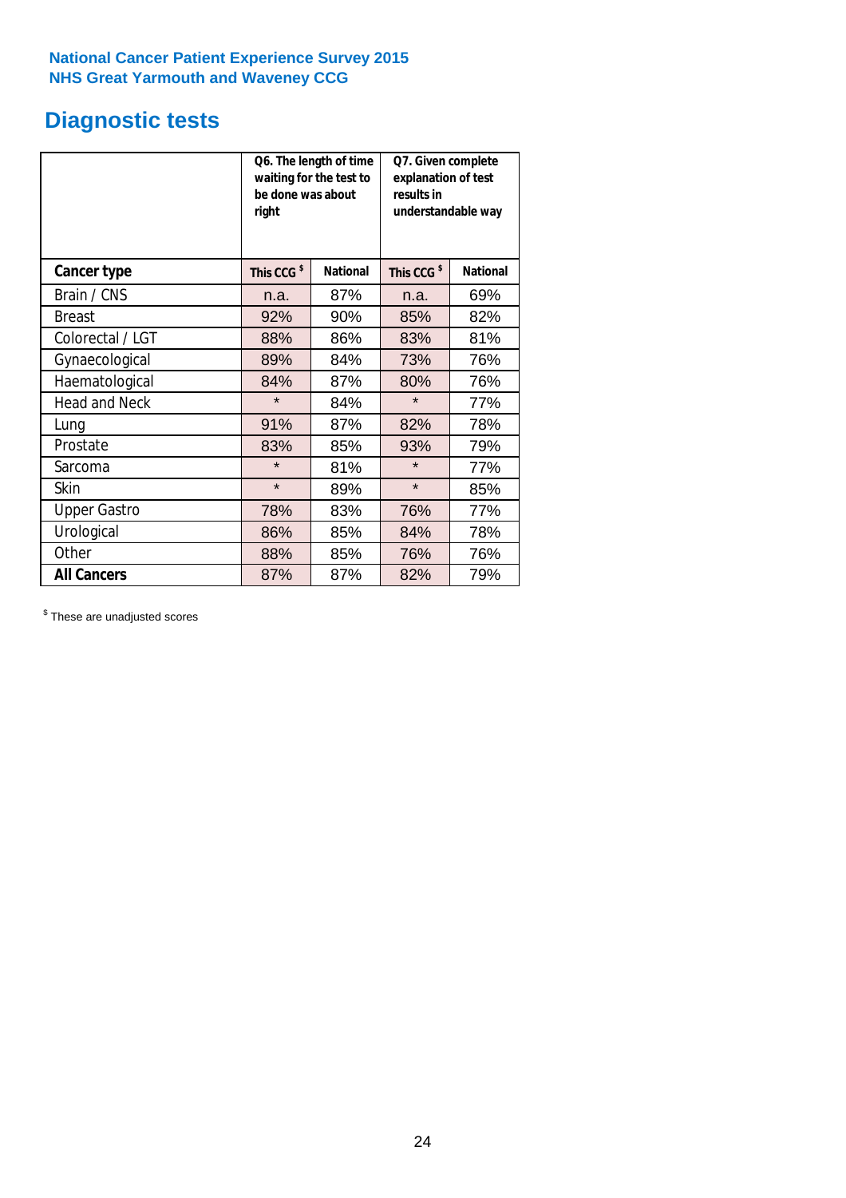**National Cancer Patient Experience Survey 2015**
**NHS Great Yarmouth and Waveney CCG**

## Diagnostic tests

| | Q6. The length of time waiting for the test to be done was about right | | Q7. Given complete explanation of test results in understandable way | |
|---|---|---|---|---|
| **Cancer type** | **This CCG $** | **National** | **This CCG $** | **National** |
| Brain / CNS | n.a. | 87% | n.a. | 69% |
| Breast | 92% | 90% | 85% | 82% |
| Colorectal / LGT | 88% | 86% | 83% | 81% |
| Gynaecological | 89% | 84% | 73% | 76% |
| Haematological | 84% | 87% | 80% | 76% |
| Head and Neck | * | 84% | * | 77% |
| Lung | 91% | 87% | 82% | 78% |
| Prostate | 83% | 85% | 93% | 79% |
| Sarcoma | * | 81% | * | 77% |
| Skin | * | 89% | * | 85% |
| Upper Gastro | 78% | 83% | 76% | 77% |
| Urological | 86% | 85% | 84% | 78% |
| Other | 88% | 85% | 76% | 76% |
| **All Cancers** | 87% | 87% | 82% | 79% |

$ These are unadjusted scores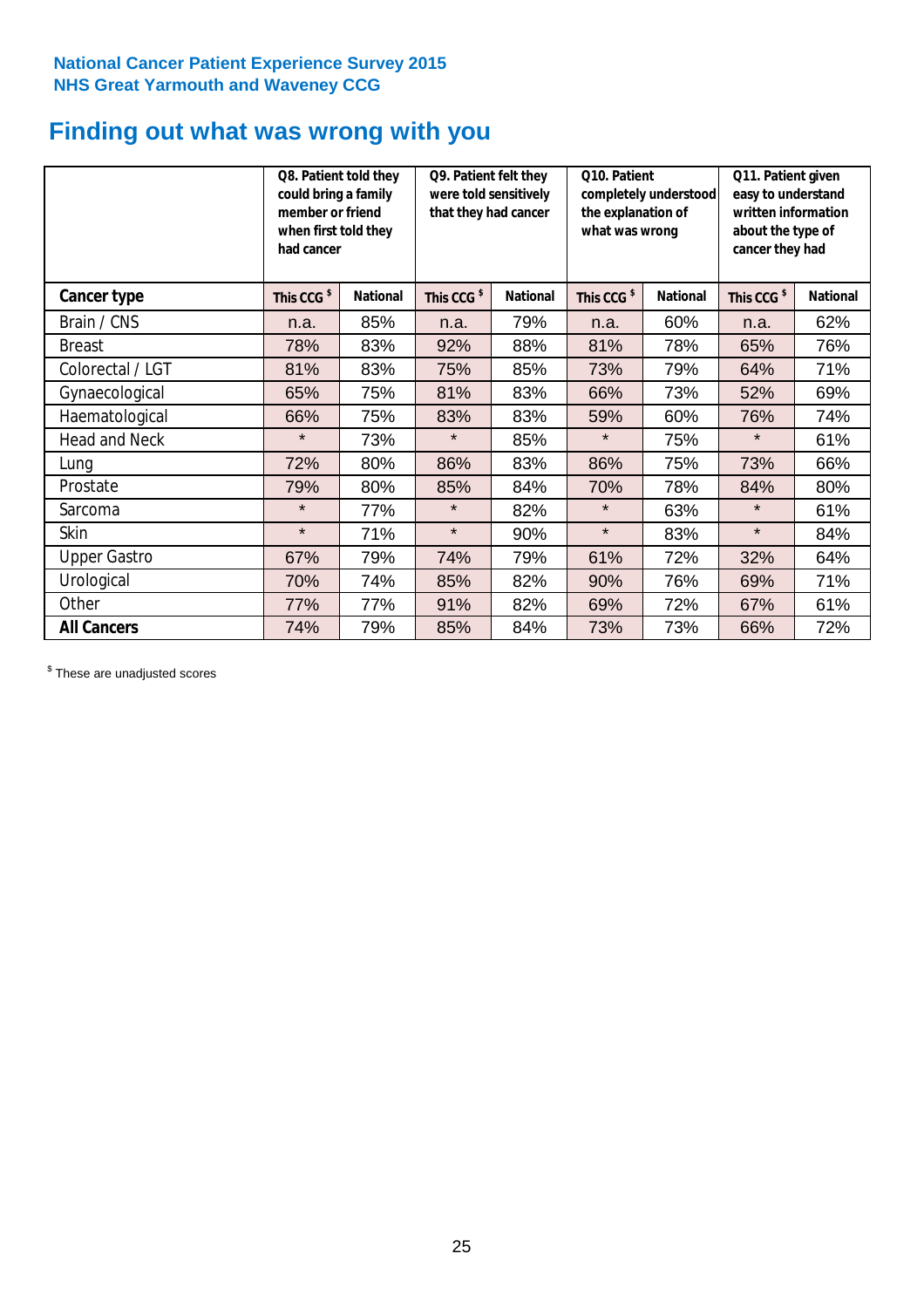**National Cancer Patient Experience Survey 2015**
**NHS Great Yarmouth and Waveney CCG**

# Finding out what was wrong with you

| | Q8. Patient told they could bring a family member or friend when first told they had cancer | | Q9. Patient felt they were told sensitively that they had cancer | | Q10. Patient completely understood the explanation of what was wrong | | Q11. Patient given easy to understand written information about the type of cancer they had | |
|---|---|---|---|---|---|---|---|---|
| **Cancer type** | **This CCG $** | **National** | **This CCG $** | **National** | **This CCG $** | **National** | **This CCG $** | **National** |
| Brain / CNS | n.a. | 85% | n.a. | 79% | n.a. | 60% | n.a. | 62% |
| Breast | 78% | 83% | 92% | 88% | 81% | 78% | 65% | 76% |
| Colorectal / LGT | 81% | 83% | 75% | 85% | 73% | 79% | 64% | 71% |
| Gynaecological | 65% | 75% | 81% | 83% | 66% | 73% | 52% | 69% |
| Haematological | 66% | 75% | 83% | 83% | 59% | 60% | 76% | 74% |
| Head and Neck | * | 73% | * | 85% | * | 75% | * | 61% |
| Lung | 72% | 80% | 86% | 83% | 86% | 75% | 73% | 66% |
| Prostate | 79% | 80% | 85% | 84% | 70% | 78% | 84% | 80% |
| Sarcoma | * | 77% | * | 82% | * | 63% | * | 61% |
| Skin | * | 71% | * | 90% | * | 83% | * | 84% |
| Upper Gastro | 67% | 79% | 74% | 79% | 61% | 72% | 32% | 64% |
| Urological | 70% | 74% | 85% | 82% | 90% | 76% | 69% | 71% |
| Other | 77% | 77% | 91% | 82% | 69% | 72% | 67% | 61% |
| **All Cancers** | 74% | 79% | 85% | 84% | 73% | 73% | 66% | 72% |

$ These are unadjusted scores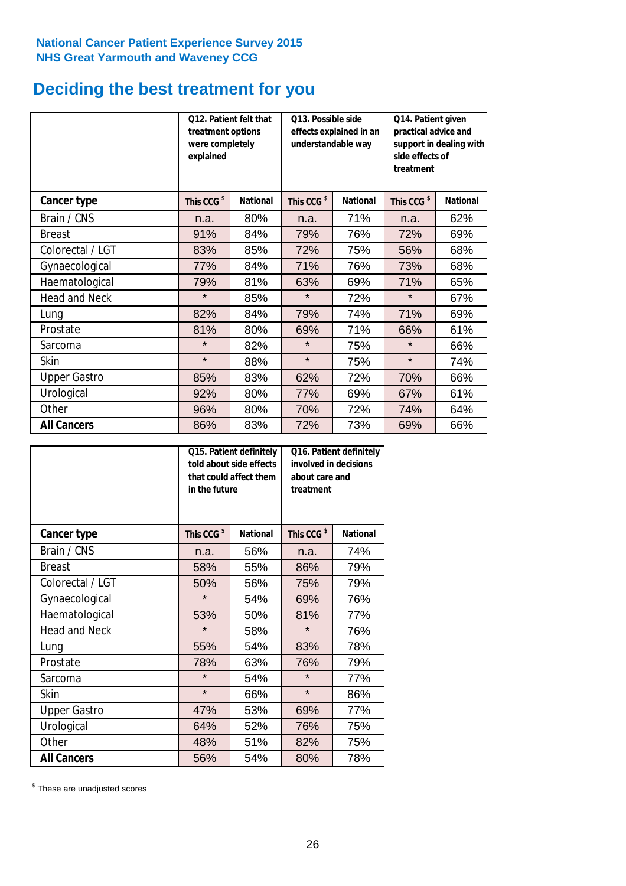National Cancer Patient Experience Survey 2015
NHS Great Yarmouth and Waveney CCG

# Deciding the best treatment for you

| | Q12. Patient felt that treatment options were completely explained | | Q13. Possible side effects explained in an understandable way | | Q14. Patient given practical advice and support in dealing with side effects of treatment | |
|---|---|---|---|---|---|---|
| **Cancer type** | This CCG $ | National | This CCG $ | National | This CCG $ | National |
| Brain / CNS | n.a. | 80% | n.a. | 71% | n.a. | 62% |
| Breast | 91% | 84% | 79% | 76% | 72% | 69% |
| Colorectal / LGT | 83% | 85% | 72% | 75% | 56% | 68% |
| Gynaecological | 77% | 84% | 71% | 76% | 73% | 68% |
| Haematological | 79% | 81% | 63% | 69% | 71% | 65% |
| Head and Neck | * | 85% | * | 72% | * | 67% |
| Lung | 82% | 84% | 79% | 74% | 71% | 69% |
| Prostate | 81% | 80% | 69% | 71% | 66% | 61% |
| Sarcoma | * | 82% | * | 75% | * | 66% |
| Skin | * | 88% | * | 75% | * | 74% |
| Upper Gastro | 85% | 83% | 62% | 72% | 70% | 66% |
| Urological | 92% | 80% | 77% | 69% | 67% | 61% |
| Other | 96% | 80% | 70% | 72% | 74% | 64% |
| **All Cancers** | 86% | 83% | 72% | 73% | 69% | 66% |

| | Q15. Patient definitely told about side effects that could affect them in the future | | Q16. Patient definitely involved in decisions about care and treatment | |
|---|---|---|---|---|
| **Cancer type** | This CCG $ | National | This CCG $ | National |
| Brain / CNS | n.a. | 56% | n.a. | 74% |
| Breast | 58% | 55% | 86% | 79% |
| Colorectal / LGT | 50% | 56% | 75% | 79% |
| Gynaecological | * | 54% | 69% | 76% |
| Haematological | 53% | 50% | 81% | 77% |
| Head and Neck | * | 58% | * | 76% |
| Lung | 55% | 54% | 83% | 78% |
| Prostate | 78% | 63% | 76% | 79% |
| Sarcoma | * | 54% | * | 77% |
| Skin | * | 66% | * | 86% |
| Upper Gastro | 47% | 53% | 69% | 77% |
| Urological | 64% | 52% | 76% | 75% |
| Other | 48% | 51% | 82% | 75% |
| **All Cancers** | 56% | 54% | 80% | 78% |

$ These are unadjusted scores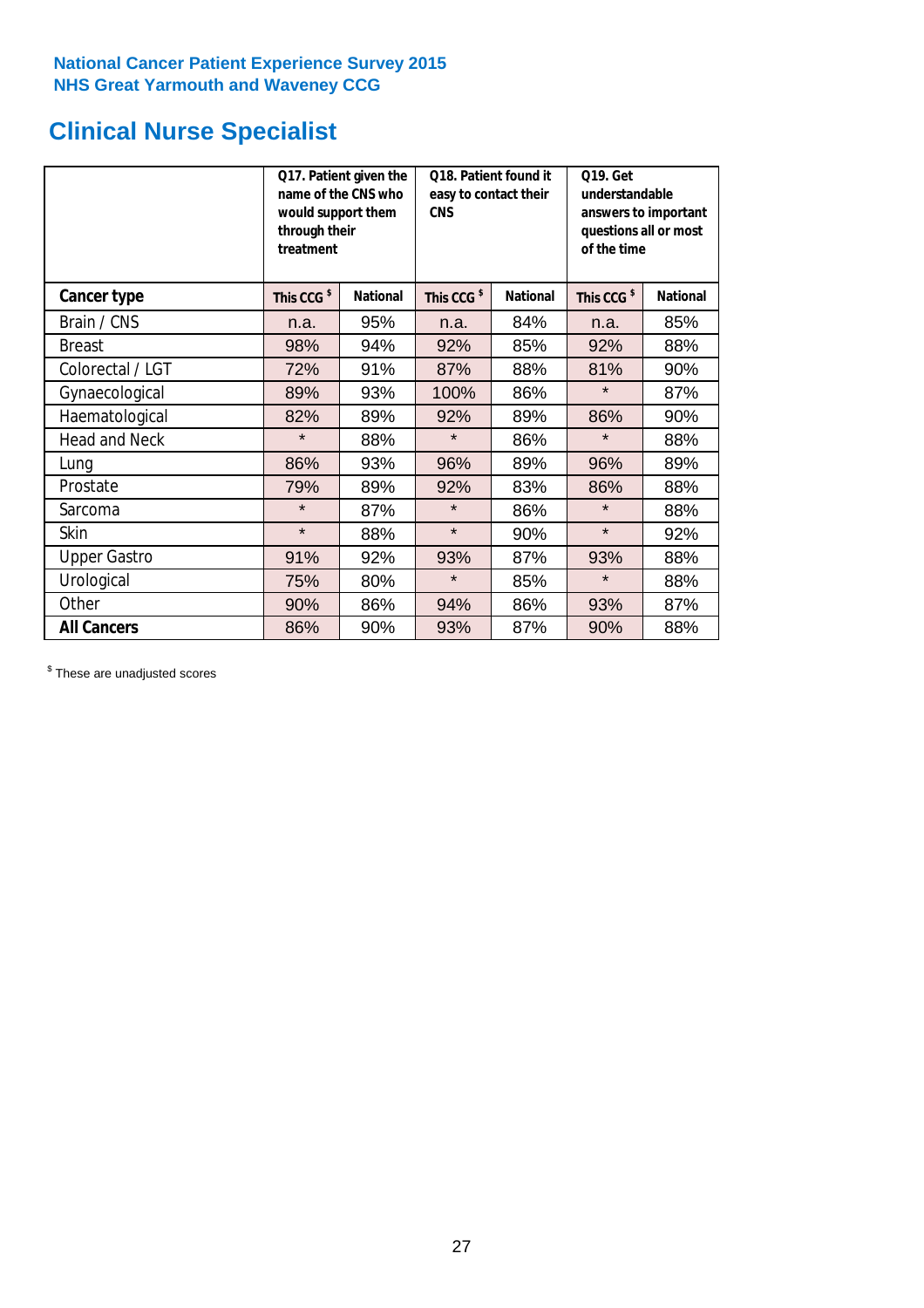National Cancer Patient Experience Survey 2015
NHS Great Yarmouth and Waveney CCG

# Clinical Nurse Specialist

| | Q17. Patient given the name of the CNS who would support them through their treatment | | Q18. Patient found it easy to contact their CNS | | Q19. Get understandable answers to important questions all or most of the time | |
|---|---|---|---|---|---|---|
| **Cancer type** | **This CCG $** | **National** | **This CCG $** | **National** | **This CCG $** | **National** |
| Brain / CNS | n.a. | 95% | n.a. | 84% | n.a. | 85% |
| Breast | 98% | 94% | 92% | 85% | 92% | 88% |
| Colorectal / LGT | 72% | 91% | 87% | 88% | 81% | 90% |
| Gynaecological | 89% | 93% | 100% | 86% | * | 87% |
| Haematological | 82% | 89% | 92% | 89% | 86% | 90% |
| Head and Neck | * | 88% | * | 86% | * | 88% |
| Lung | 86% | 93% | 96% | 89% | 96% | 89% |
| Prostate | 79% | 89% | 92% | 83% | 86% | 88% |
| Sarcoma | * | 87% | * | 86% | * | 88% |
| Skin | * | 88% | * | 90% | * | 92% |
| Upper Gastro | 91% | 92% | 93% | 87% | 93% | 88% |
| Urological | 75% | 80% | * | 85% | * | 88% |
| Other | 90% | 86% | 94% | 86% | 93% | 87% |
| **All Cancers** | 86% | 90% | 93% | 87% | 90% | 88% |

$ These are unadjusted scores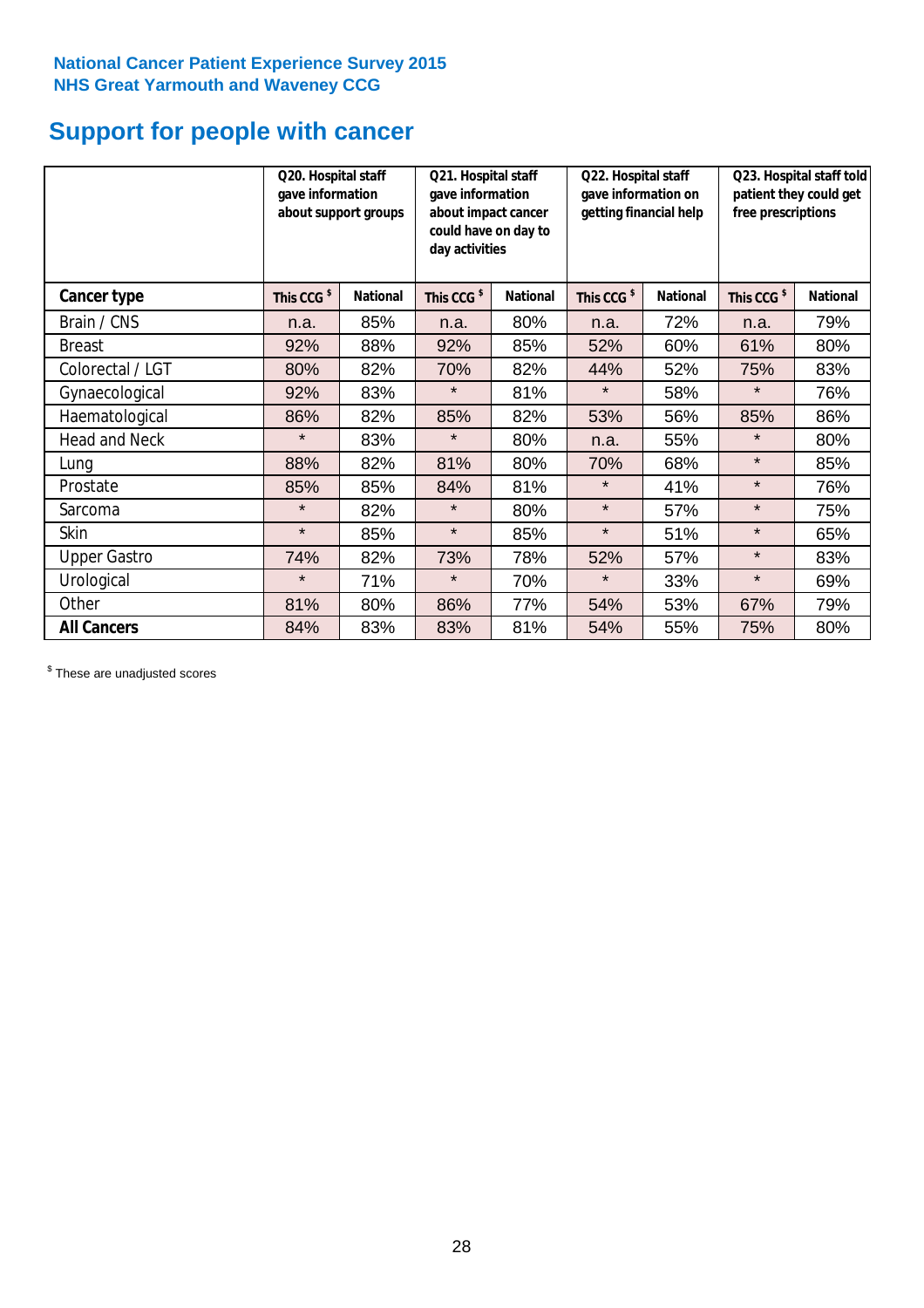**National Cancer Patient Experience Survey 2015**
**NHS Great Yarmouth and Waveney CCG**

# Support for people with cancer

| | Q20. Hospital staff gave information about support groups | | Q21. Hospital staff gave information about impact cancer could have on day to day activities | | Q22. Hospital staff gave information on getting financial help | | Q23. Hospital staff told patient they could get free prescriptions | |
|---|---|---|---|---|---|---|---|---|
| **Cancer type** | **This CCG $** | **National** | **This CCG $** | **National** | **This CCG $** | **National** | **This CCG $** | **National** |
| Brain / CNS | n.a. | 85% | n.a. | 80% | n.a. | 72% | n.a. | 79% |
| Breast | 92% | 88% | 92% | 85% | 52% | 60% | 61% | 80% |
| Colorectal / LGT | 80% | 82% | 70% | 82% | 44% | 52% | 75% | 83% |
| Gynaecological | 92% | 83% | * | 81% | * | 58% | * | 76% |
| Haematological | 86% | 82% | 85% | 82% | 53% | 56% | 85% | 86% |
| Head and Neck | * | 83% | * | 80% | n.a. | 55% | * | 80% |
| Lung | 88% | 82% | 81% | 80% | 70% | 68% | * | 85% |
| Prostate | 85% | 85% | 84% | 81% | * | 41% | * | 76% |
| Sarcoma | * | 82% | * | 80% | * | 57% | * | 75% |
| Skin | * | 85% | * | 85% | * | 51% | * | 65% |
| Upper Gastro | 74% | 82% | 73% | 78% | 52% | 57% | * | 83% |
| Urological | * | 71% | * | 70% | * | 33% | * | 69% |
| Other | 81% | 80% | 86% | 77% | 54% | 53% | 67% | 79% |
| **All Cancers** | 84% | 83% | 83% | 81% | 54% | 55% | 75% | 80% |

$ These are unadjusted scores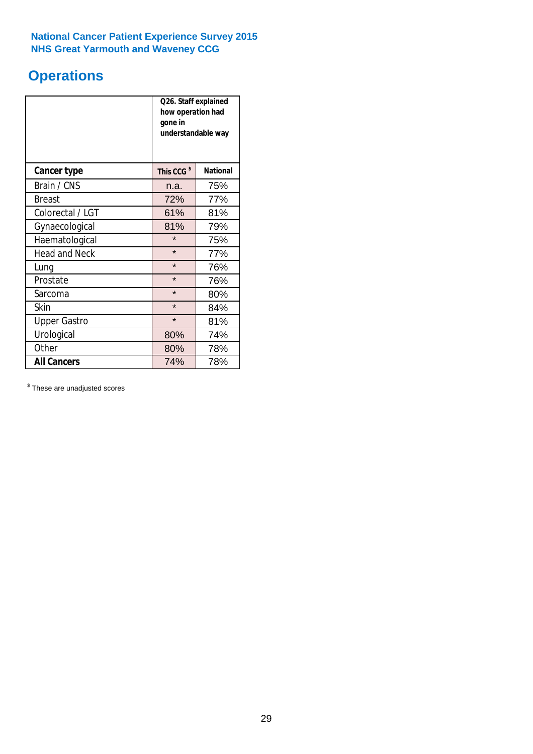**National Cancer Patient Experience Survey 2015**
**NHS Great Yarmouth and Waveney CCG**

# Operations

| | Q26. Staff explained how operation had gone in understandable way | |
|---|---|---|
| **Cancer type** | **This CCG $** | **National** |
| Brain / CNS | n.a. | 75% |
| Breast | 72% | 77% |
| Colorectal / LGT | 61% | 81% |
| Gynaecological | 81% | 79% |
| Haematological | * | 75% |
| Head and Neck | * | 77% |
| Lung | * | 76% |
| Prostate | * | 76% |
| Sarcoma | * | 80% |
| Skin | * | 84% |
| Upper Gastro | * | 81% |
| Urological | 80% | 74% |
| Other | 80% | 78% |
| **All Cancers** | 74% | 78% |

[$] These are unadjusted scores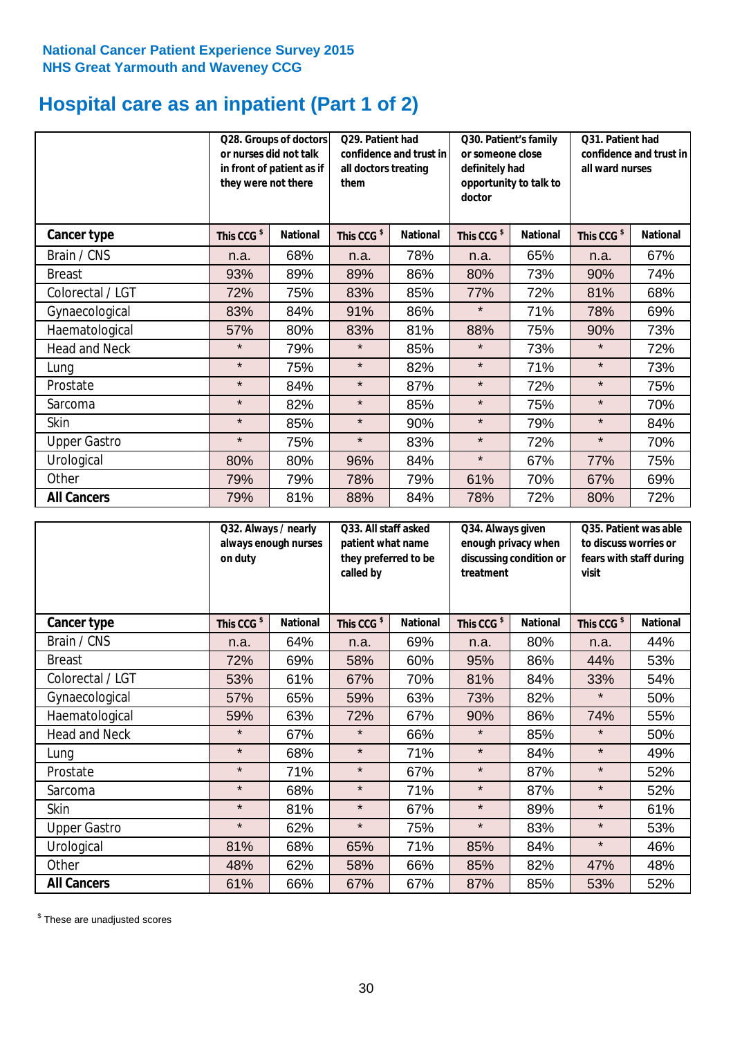National Cancer Patient Experience Survey 2015
NHS Great Yarmouth and Waveney CCG

# Hospital care as an inpatient (Part 1 of 2)

| | Q28. Groups of doctors or nurses did not talk in front of patient as if they were not there | | Q29. Patient had confidence and trust in all doctors treating them | | Q30. Patient's family or someone close definitely had opportunity to talk to doctor | | Q31. Patient had confidence and trust in all ward nurses | |
|---|---|---|---|---|---|---|---|---|
| **Cancer type** | This CCG $ | National | This CCG $ | National | This CCG $ | National | This CCG $ | National |
| Brain / CNS | n.a. | 68% | n.a. | 78% | n.a. | 65% | n.a. | 67% |
| Breast | 93% | 89% | 89% | 86% | 80% | 73% | 90% | 74% |
| Colorectal / LGT | 72% | 75% | 83% | 85% | 77% | 72% | 81% | 68% |
| Gynaecological | 83% | 84% | 91% | 86% | * | 71% | 78% | 69% |
| Haematological | 57% | 80% | 83% | 81% | 88% | 75% | 90% | 73% |
| Head and Neck | * | 79% | * | 85% | * | 73% | * | 72% |
| Lung | * | 75% | * | 82% | * | 71% | * | 73% |
| Prostate | * | 84% | * | 87% | * | 72% | * | 75% |
| Sarcoma | * | 82% | * | 85% | * | 75% | * | 70% |
| Skin | * | 85% | * | 90% | * | 79% | * | 84% |
| Upper Gastro | * | 75% | * | 83% | * | 72% | * | 70% |
| Urological | 80% | 80% | 96% | 84% | * | 67% | 77% | 75% |
| Other | 79% | 79% | 78% | 79% | 61% | 70% | 67% | 69% |
| **All Cancers** | 79% | 81% | 88% | 84% | 78% | 72% | 80% | 72% |

| | Q32. Always / nearly always enough nurses on duty | | Q33. All staff asked patient what name they preferred to be called by | | Q34. Always given enough privacy when discussing condition or treatment | | Q35. Patient was able to discuss worries or fears with staff during visit | |
|---|---|---|---|---|---|---|---|---|
| **Cancer type** | This CCG $ | National | This CCG $ | National | This CCG $ | National | This CCG $ | National |
| Brain / CNS | n.a. | 64% | n.a. | 69% | n.a. | 80% | n.a. | 44% |
| Breast | 72% | 69% | 58% | 60% | 95% | 86% | 44% | 53% |
| Colorectal / LGT | 53% | 61% | 67% | 70% | 81% | 84% | 33% | 54% |
| Gynaecological | 57% | 65% | 59% | 63% | 73% | 82% | * | 50% |
| Haematological | 59% | 63% | 72% | 67% | 90% | 86% | 74% | 55% |
| Head and Neck | * | 67% | * | 66% | * | 85% | * | 50% |
| Lung | * | 68% | * | 71% | * | 84% | * | 49% |
| Prostate | * | 71% | * | 67% | * | 87% | * | 52% |
| Sarcoma | * | 68% | * | 71% | * | 87% | * | 52% |
| Skin | * | 81% | * | 67% | * | 89% | * | 61% |
| Upper Gastro | * | 62% | * | 75% | * | 83% | * | 53% |
| Urological | 81% | 68% | 65% | 71% | 85% | 84% | * | 46% |
| Other | 48% | 62% | 58% | 66% | 85% | 82% | 47% | 48% |
| **All Cancers** | 61% | 66% | 67% | 67% | 87% | 85% | 53% | 52% |

$ These are unadjusted scores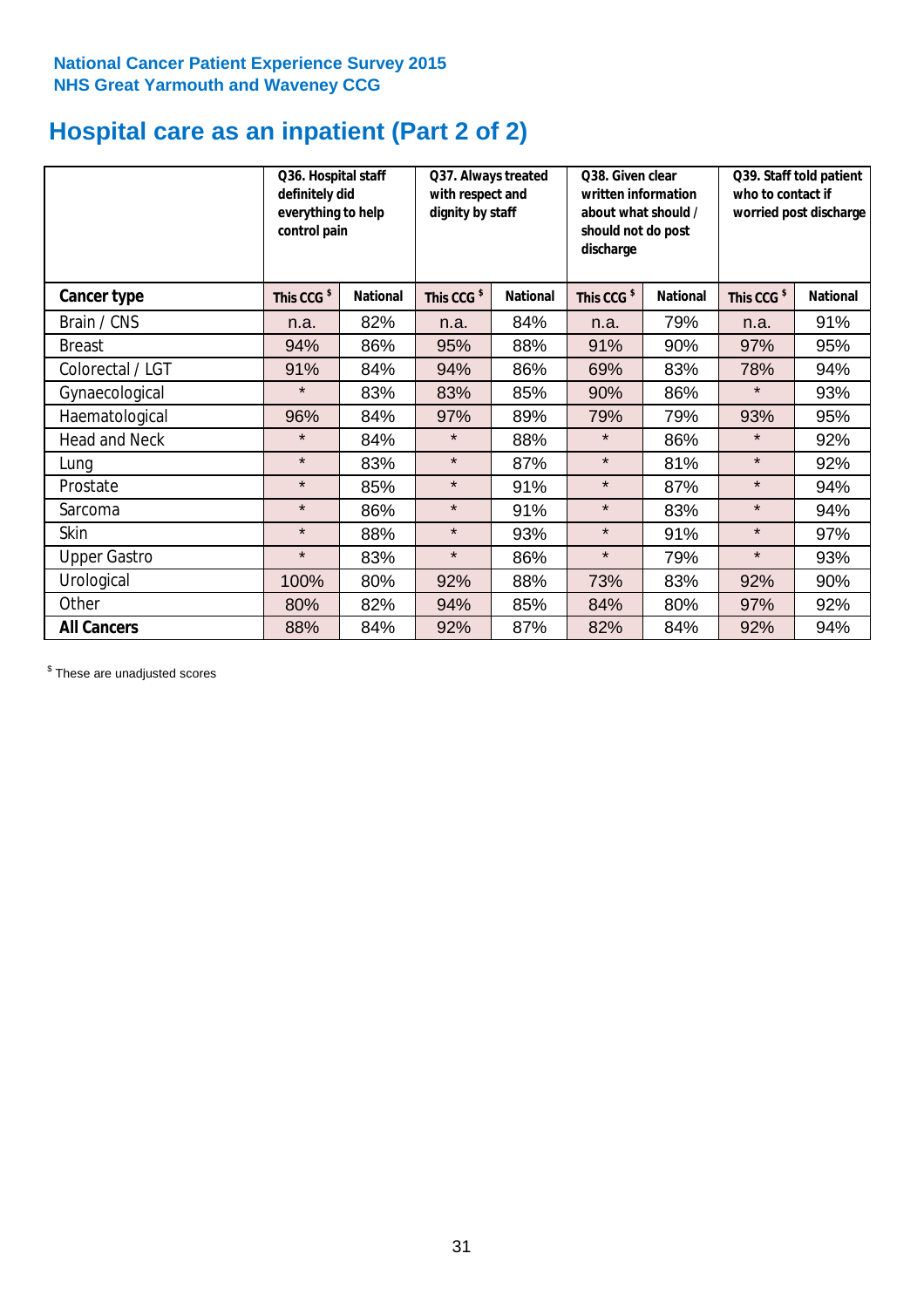National Cancer Patient Experience Survey 2015
NHS Great Yarmouth and Waveney CCG

# Hospital care as an inpatient (Part 2 of 2)

| | Q36. Hospital staff definitely did everything to help control pain | | Q37. Always treated with respect and dignity by staff | | Q38. Given clear written information about what should / should not do post discharge | | Q39. Staff told patient who to contact if worried post discharge | |
|---|---|---|---|---|---|---|---|---|
| **Cancer type** | **This CCG $** | **National** | **This CCG $** | **National** | **This CCG $** | **National** | **This CCG $** | **National** |
| Brain / CNS | n.a. | 82% | n.a. | 84% | n.a. | 79% | n.a. | 91% |
| Breast | 94% | 86% | 95% | 88% | 91% | 90% | 97% | 95% |
| Colorectal / LGT | 91% | 84% | 94% | 86% | 69% | 83% | 78% | 94% |
| Gynaecological | * | 83% | 83% | 85% | 90% | 86% | * | 93% |
| Haematological | 96% | 84% | 97% | 89% | 79% | 79% | 93% | 95% |
| Head and Neck | * | 84% | * | 88% | * | 86% | * | 92% |
| Lung | * | 83% | * | 87% | * | 81% | * | 92% |
| Prostate | * | 85% | * | 91% | * | 87% | * | 94% |
| Sarcoma | * | 86% | * | 91% | * | 83% | * | 94% |
| Skin | * | 88% | * | 93% | * | 91% | * | 97% |
| Upper Gastro | * | 83% | * | 86% | * | 79% | * | 93% |
| Urological | 100% | 80% | 92% | 88% | 73% | 83% | 92% | 90% |
| Other | 80% | 82% | 94% | 85% | 84% | 80% | 97% | 92% |
| **All Cancers** | 88% | 84% | 92% | 87% | 82% | 84% | 92% | 94% |

$ These are unadjusted scores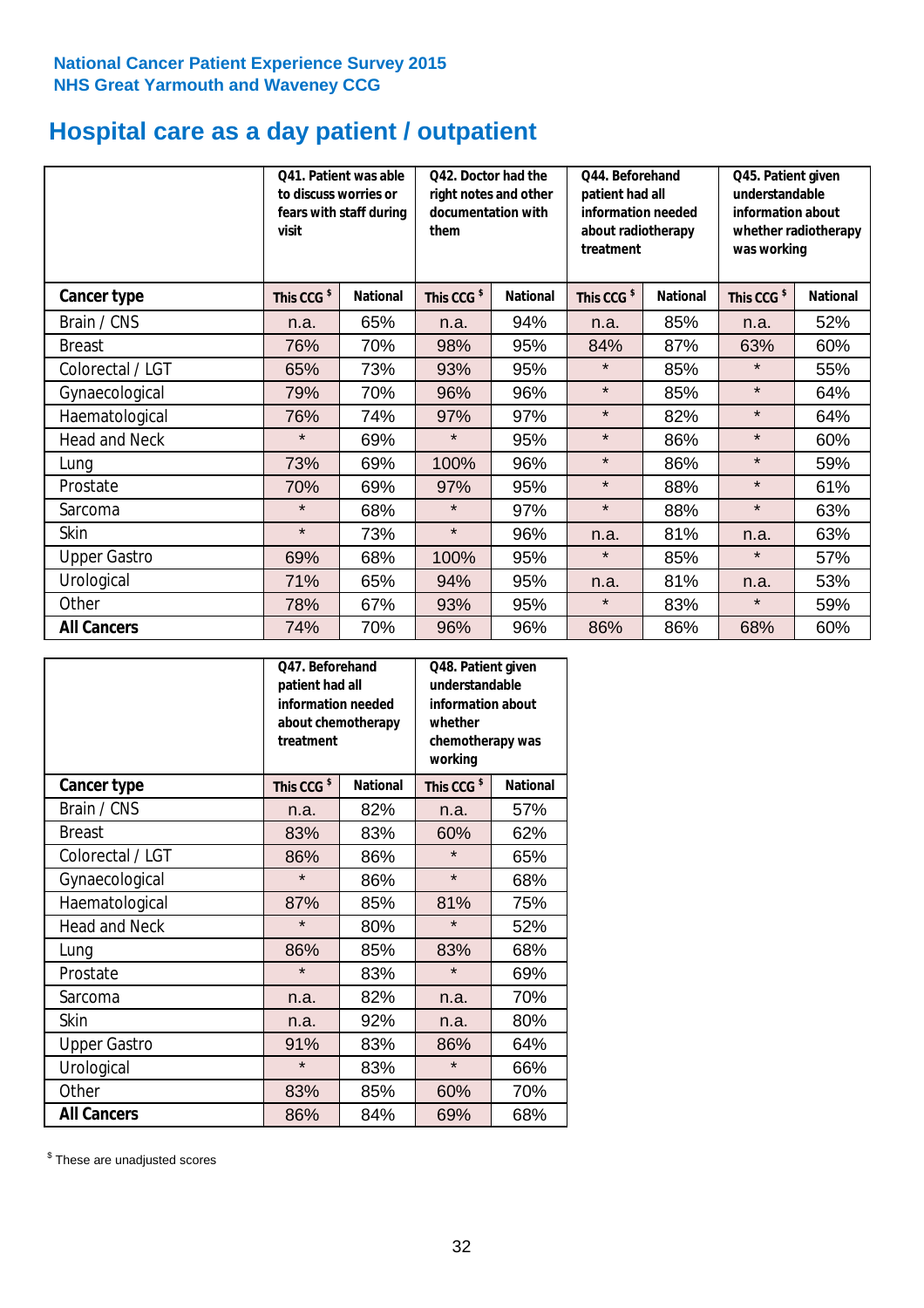National Cancer Patient Experience Survey 2015
NHS Great Yarmouth and Waveney CCG

# Hospital care as a day patient / outpatient

| | Q41. Patient was able to discuss worries or fears with staff during visit | | Q42. Doctor had the right notes and other documentation with them | | Q44. Beforehand patient had all information needed about radiotherapy treatment | | Q45. Patient given understandable information about whether radiotherapy was working | |
|---|---|---|---|---|---|---|---|---|
| **Cancer type** | This CCG $ | National | This CCG $ | National | This CCG $ | National | This CCG $ | National |
| Brain / CNS | n.a. | 65% | n.a. | 94% | n.a. | 85% | n.a. | 52% |
| Breast | 76% | 70% | 98% | 95% | 84% | 87% | 63% | 60% |
| Colorectal / LGT | 65% | 73% | 93% | 95% | * | 85% | * | 55% |
| Gynaecological | 79% | 70% | 96% | 96% | * | 85% | * | 64% |
| Haematological | 76% | 74% | 97% | 97% | * | 82% | * | 64% |
| Head and Neck | * | 69% | * | 95% | * | 86% | * | 60% |
| Lung | 73% | 69% | 100% | 96% | * | 86% | * | 59% |
| Prostate | 70% | 69% | 97% | 95% | * | 88% | * | 61% |
| Sarcoma | * | 68% | * | 97% | * | 88% | * | 63% |
| Skin | * | 73% | * | 96% | n.a. | 81% | n.a. | 63% |
| Upper Gastro | 69% | 68% | 100% | 95% | * | 85% | * | 57% |
| Urological | 71% | 65% | 94% | 95% | n.a. | 81% | n.a. | 53% |
| Other | 78% | 67% | 93% | 95% | * | 83% | * | 59% |
| **All Cancers** | 74% | 70% | 96% | 96% | 86% | 86% | 68% | 60% |

| | Q47. Beforehand patient had all information needed about chemotherapy treatment | | Q48. Patient given understandable information about whether chemotherapy was working | |
|---|---|---|---|---|
| **Cancer type** | This CCG $ | National | This CCG $ | National |
| Brain / CNS | n.a. | 82% | n.a. | 57% |
| Breast | 83% | 83% | 60% | 62% |
| Colorectal / LGT | 86% | 86% | * | 65% |
| Gynaecological | * | 86% | * | 68% |
| Haematological | 87% | 85% | 81% | 75% |
| Head and Neck | * | 80% | * | 52% |
| Lung | 86% | 85% | 83% | 68% |
| Prostate | * | 83% | * | 69% |
| Sarcoma | n.a. | 82% | n.a. | 70% |
| Skin | n.a. | 92% | n.a. | 80% |
| Upper Gastro | 91% | 83% | 86% | 64% |
| Urological | * | 83% | * | 66% |
| Other | 83% | 85% | 60% | 70% |
| **All Cancers** | 86% | 84% | 69% | 68% |

$ These are unadjusted scores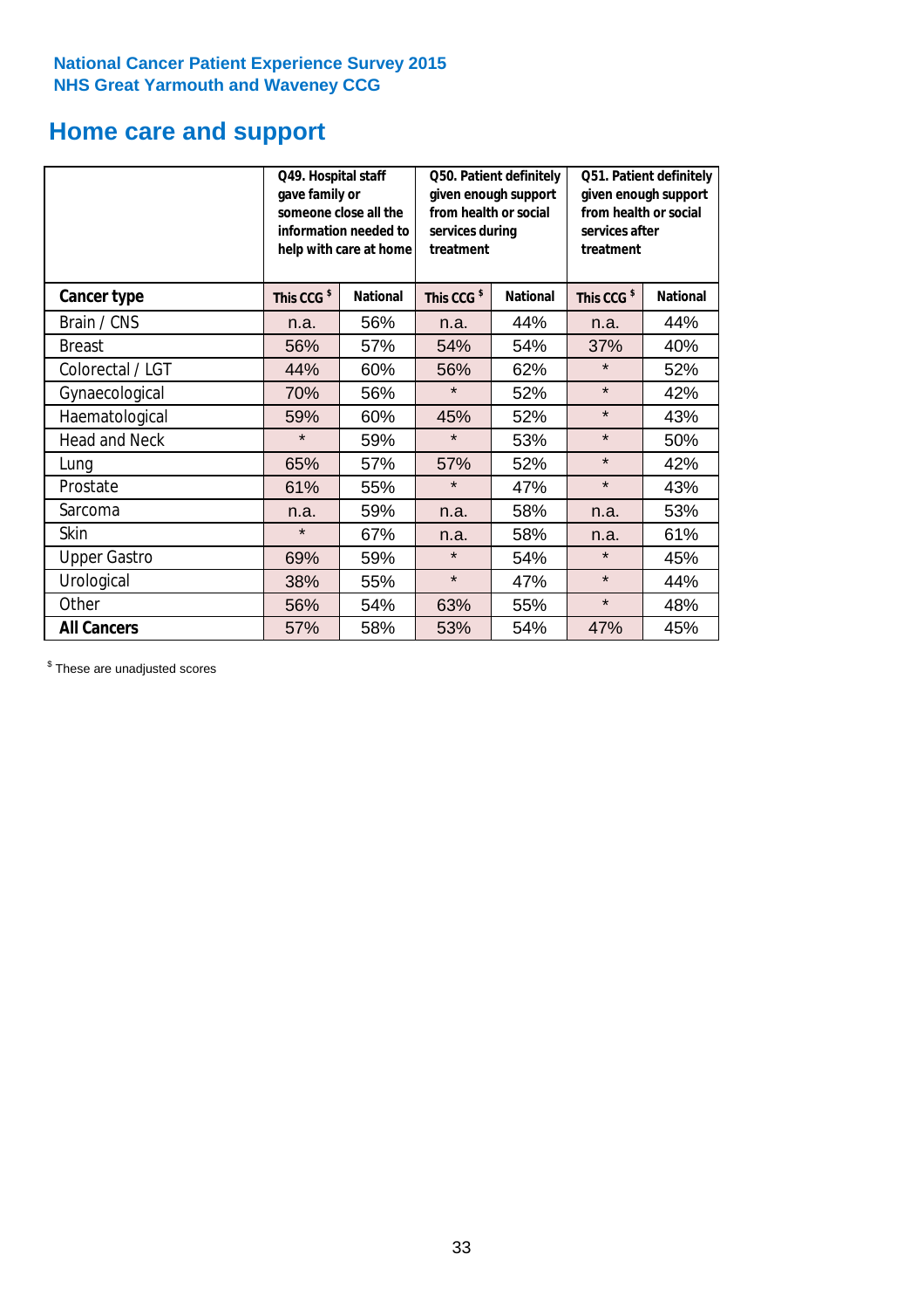**National Cancer Patient Experience Survey 2015**
**NHS Great Yarmouth and Waveney CCG**

## Home care and support

| | Q49. Hospital staff gave family or someone close all the information needed to help with care at home | | Q50. Patient definitely given enough support from health or social services during treatment | | Q51. Patient definitely given enough support from health or social services after treatment | |
|---|---|---|---|---|---|---|
| **Cancer type** | **This CCG $** | **National** | **This CCG $** | **National** | **This CCG $** | **National** |
| Brain / CNS | n.a. | 56% | n.a. | 44% | n.a. | 44% |
| Breast | 56% | 57% | 54% | 54% | 37% | 40% |
| Colorectal / LGT | 44% | 60% | 56% | 62% | * | 52% |
| Gynaecological | 70% | 56% | * | 52% | * | 42% |
| Haematological | 59% | 60% | 45% | 52% | * | 43% |
| Head and Neck | * | 59% | * | 53% | * | 50% |
| Lung | 65% | 57% | 57% | 52% | * | 42% |
| Prostate | 61% | 55% | * | 47% | * | 43% |
| Sarcoma | n.a. | 59% | n.a. | 58% | n.a. | 53% |
| Skin | * | 67% | n.a. | 58% | n.a. | 61% |
| Upper Gastro | 69% | 59% | * | 54% | * | 45% |
| Urological | 38% | 55% | * | 47% | * | 44% |
| Other | 56% | 54% | 63% | 55% | * | 48% |
| **All Cancers** | 57% | 58% | 53% | 54% | 47% | 45% |

$ These are unadjusted scores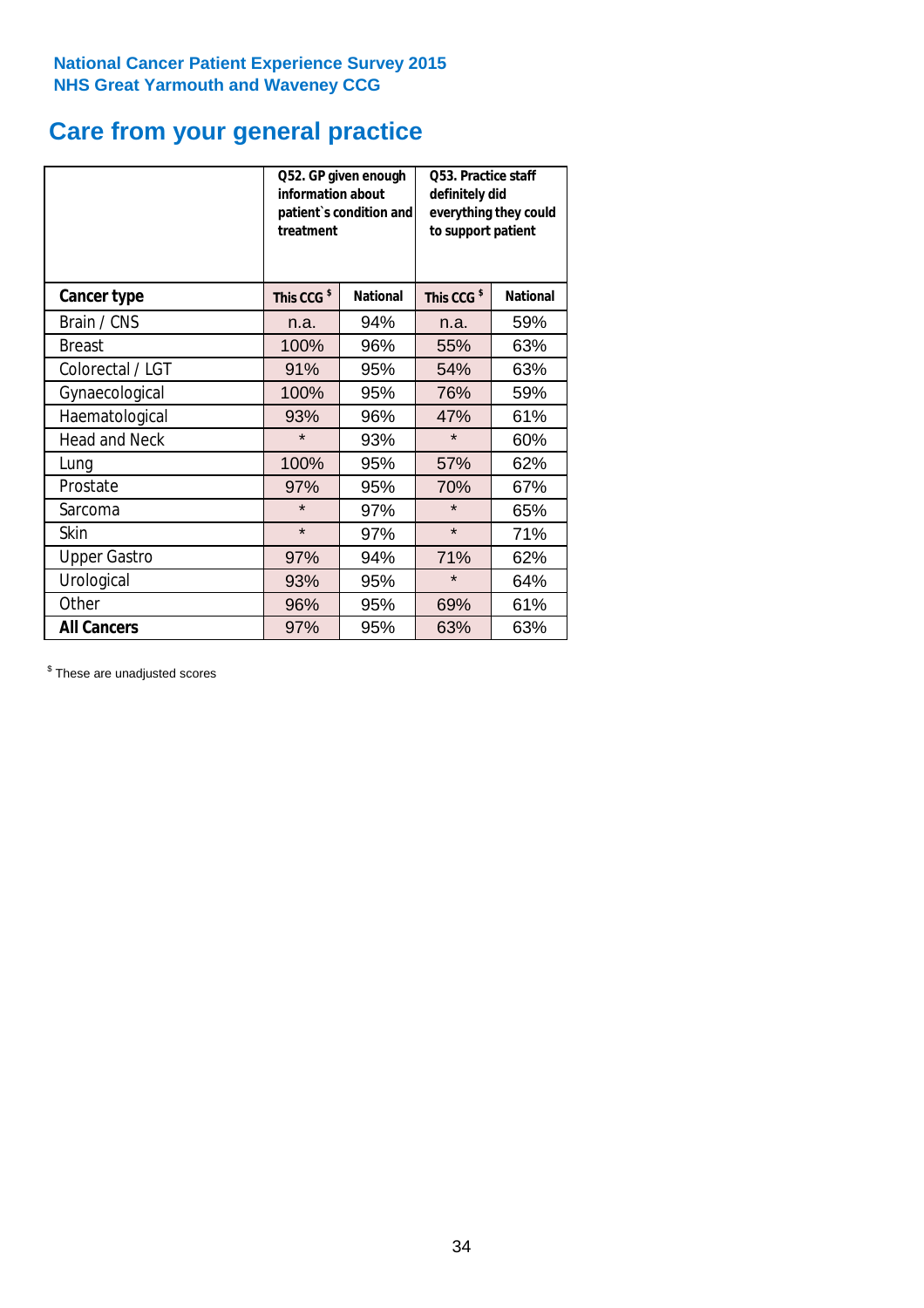**National Cancer Patient Experience Survey 2015**
**NHS Great Yarmouth and Waveney CCG**

## Care from your general practice

| | Q52. GP given enough information about patient`s condition and treatment | | Q53. Practice staff definitely did everything they could to support patient | |
|---|---|---|---|---|
| **Cancer type** | **This CCG $** | **National** | **This CCG $** | **National** |
| Brain / CNS | n.a. | 94% | n.a. | 59% |
| Breast | 100% | 96% | 55% | 63% |
| Colorectal / LGT | 91% | 95% | 54% | 63% |
| Gynaecological | 100% | 95% | 76% | 59% |
| Haematological | 93% | 96% | 47% | 61% |
| Head and Neck | * | 93% | * | 60% |
| Lung | 100% | 95% | 57% | 62% |
| Prostate | 97% | 95% | 70% | 67% |
| Sarcoma | * | 97% | * | 65% |
| Skin | * | 97% | * | 71% |
| Upper Gastro | 97% | 94% | 71% | 62% |
| Urological | 93% | 95% | * | 64% |
| Other | 96% | 95% | 69% | 61% |
| **All Cancers** | 97% | 95% | 63% | 63% |

$ These are unadjusted scores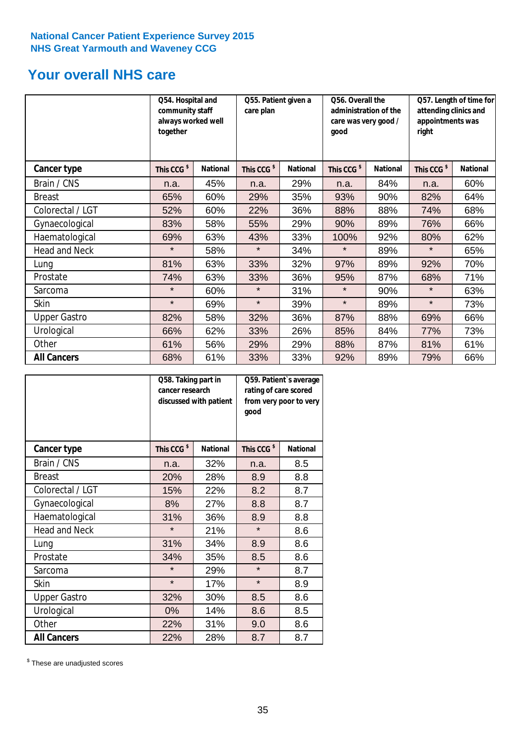National Cancer Patient Experience Survey 2015
NHS Great Yarmouth and Waveney CCG

# Your overall NHS care

| | Q54. Hospital and community staff always worked well together | | Q55. Patient given a care plan | | Q56. Overall the administration of the care was very good / good | | Q57. Length of time for attending clinics and appointments was right | |
|---|---|---|---|---|---|---|---|---|
| **Cancer type** | This CCG $ | National | This CCG $ | National | This CCG $ | National | This CCG $ | National |
| Brain / CNS | n.a. | 45% | n.a. | 29% | n.a. | 84% | n.a. | 60% |
| Breast | 65% | 60% | 29% | 35% | 93% | 90% | 82% | 64% |
| Colorectal / LGT | 52% | 60% | 22% | 36% | 88% | 88% | 74% | 68% |
| Gynaecological | 83% | 58% | 55% | 29% | 90% | 89% | 76% | 66% |
| Haematological | 69% | 63% | 43% | 33% | 100% | 92% | 80% | 62% |
| Head and Neck | * | 58% | * | 34% | * | 89% | * | 65% |
| Lung | 81% | 63% | 33% | 32% | 97% | 89% | 92% | 70% |
| Prostate | 74% | 63% | 33% | 36% | 95% | 87% | 68% | 71% |
| Sarcoma | * | 60% | * | 31% | * | 90% | * | 63% |
| Skin | * | 69% | * | 39% | * | 89% | * | 73% |
| Upper Gastro | 82% | 58% | 32% | 36% | 87% | 88% | 69% | 66% |
| Urological | 66% | 62% | 33% | 26% | 85% | 84% | 77% | 73% |
| Other | 61% | 56% | 29% | 29% | 88% | 87% | 81% | 61% |
| **All Cancers** | 68% | 61% | 33% | 33% | 92% | 89% | 79% | 66% |

| | Q58. Taking part in cancer research discussed with patient | | Q59. Patient`s average rating of care scored from very poor to very good | |
|---|---|---|---|---|
| **Cancer type** | This CCG $ | National | This CCG $ | National |
| Brain / CNS | n.a. | 32% | n.a. | 8.5 |
| Breast | 20% | 28% | 8.9 | 8.8 |
| Colorectal / LGT | 15% | 22% | 8.2 | 8.7 |
| Gynaecological | 8% | 27% | 8.8 | 8.7 |
| Haematological | 31% | 36% | 8.9 | 8.8 |
| Head and Neck | * | 21% | * | 8.6 |
| Lung | 31% | 34% | 8.9 | 8.6 |
| Prostate | 34% | 35% | 8.5 | 8.6 |
| Sarcoma | * | 29% | * | 8.7 |
| Skin | * | 17% | * | 8.9 |
| Upper Gastro | 32% | 30% | 8.5 | 8.6 |
| Urological | 0% | 14% | 8.6 | 8.5 |
| Other | 22% | 31% | 9.0 | 8.6 |
| **All Cancers** | 22% | 28% | 8.7 | 8.7 |

$ These are unadjusted scores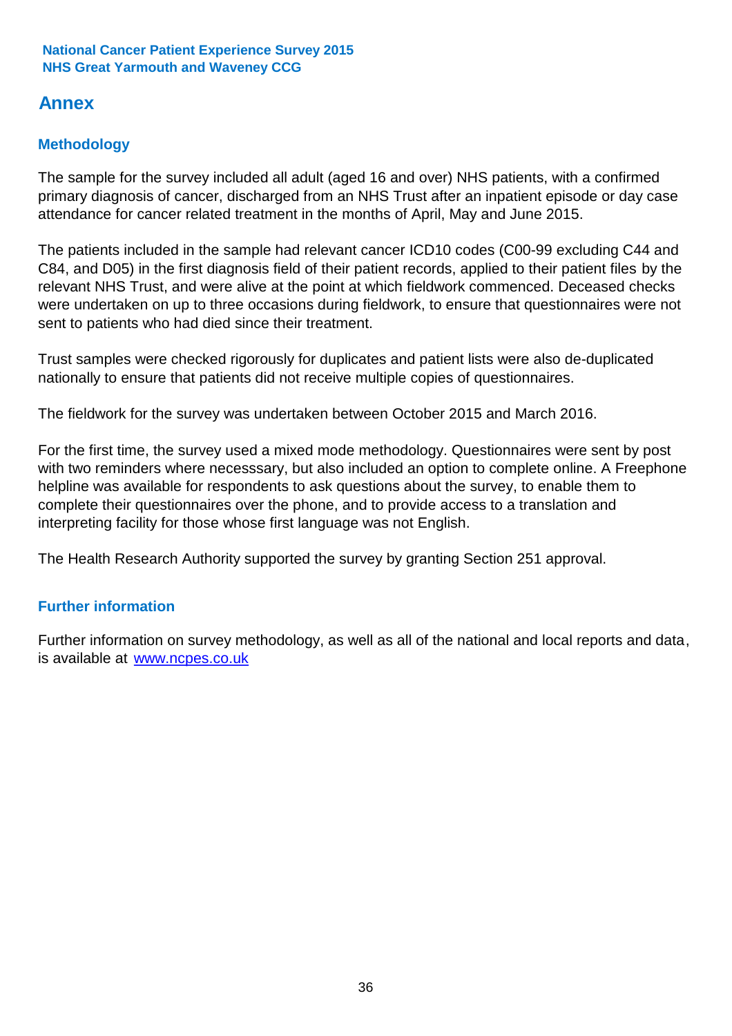## Annex

### Methodology

The sample for the survey included all adult (aged 16 and over) NHS patients, with a confirmed primary diagnosis of cancer, discharged from an NHS Trust after an inpatient episode or day case attendance for cancer related treatment in the months of April, May and June 2015.

The patients included in the sample had relevant cancer ICD10 codes (C00-99 excluding C44 and C84, and D05) in the first diagnosis field of their patient records, applied to their patient files by the relevant NHS Trust, and were alive at the point at which fieldwork commenced. Deceased checks were undertaken on up to three occasions during fieldwork, to ensure that questionnaires were not sent to patients who had died since their treatment.

Trust samples were checked rigorously for duplicates and patient lists were also de-duplicated nationally to ensure that patients did not receive multiple copies of questionnaires.

The fieldwork for the survey was undertaken between October 2015 and March 2016.

For the first time, the survey used a mixed mode methodology. Questionnaires were sent by post with two reminders where necesssary, but also included an option to complete online. A Freephone helpline was available for respondents to ask questions about the survey, to enable them to complete their questionnaires over the phone, and to provide access to a translation and interpreting facility for those whose first language was not English.

The Health Research Authority supported the survey by granting Section 251 approval.

### Further information

Further information on survey methodology, as well as all of the national and local reports and data, is available at [www.ncpes.co.uk](http://www.ncpes.co.uk)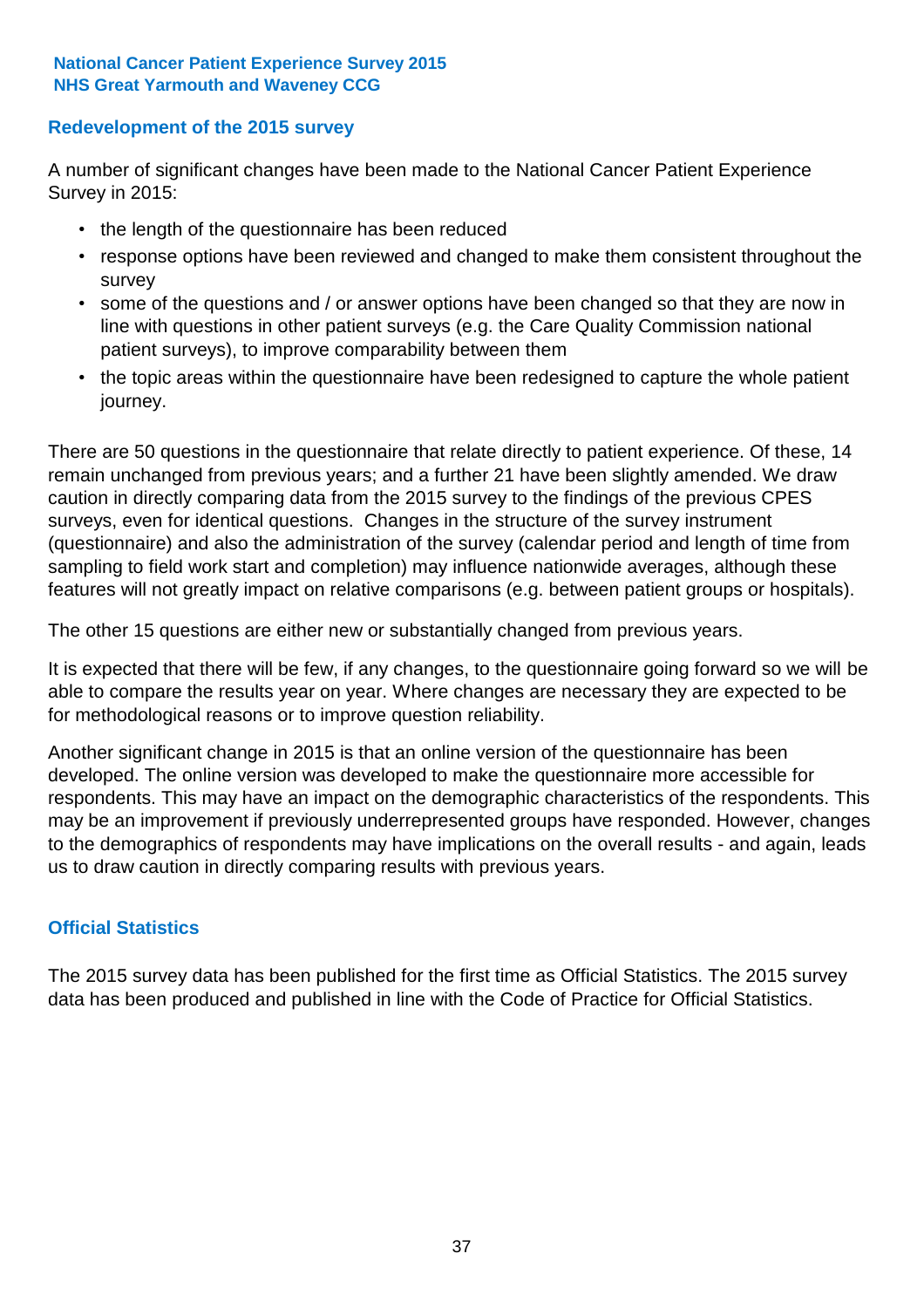## Redevelopment of the 2015 survey

A number of significant changes have been made to the National Cancer Patient Experience Survey in 2015:

- the length of the questionnaire has been reduced
- response options have been reviewed and changed to make them consistent throughout the survey
- some of the questions and / or answer options have been changed so that they are now in line with questions in other patient surveys (e.g. the Care Quality Commission national patient surveys), to improve comparability between them
- the topic areas within the questionnaire have been redesigned to capture the whole patient journey.

There are 50 questions in the questionnaire that relate directly to patient experience. Of these, 14 remain unchanged from previous years; and a further 21 have been slightly amended. We draw caution in directly comparing data from the 2015 survey to the findings of the previous CPES surveys, even for identical questions. Changes in the structure of the survey instrument (questionnaire) and also the administration of the survey (calendar period and length of time from sampling to field work start and completion) may influence nationwide averages, although these features will not greatly impact on relative comparisons (e.g. between patient groups or hospitals).

The other 15 questions are either new or substantially changed from previous years.

It is expected that there will be few, if any changes, to the questionnaire going forward so we will be able to compare the results year on year. Where changes are necessary they are expected to be for methodological reasons or to improve question reliability.

Another significant change in 2015 is that an online version of the questionnaire has been developed. The online version was developed to make the questionnaire more accessible for respondents. This may have an impact on the demographic characteristics of the respondents. This may be an improvement if previously underrepresented groups have responded. However, changes to the demographics of respondents may have implications on the overall results - and again, leads us to draw caution in directly comparing results with previous years.

## Official Statistics

The 2015 survey data has been published for the first time as Official Statistics. The 2015 survey data has been produced and published in line with the Code of Practice for Official Statistics.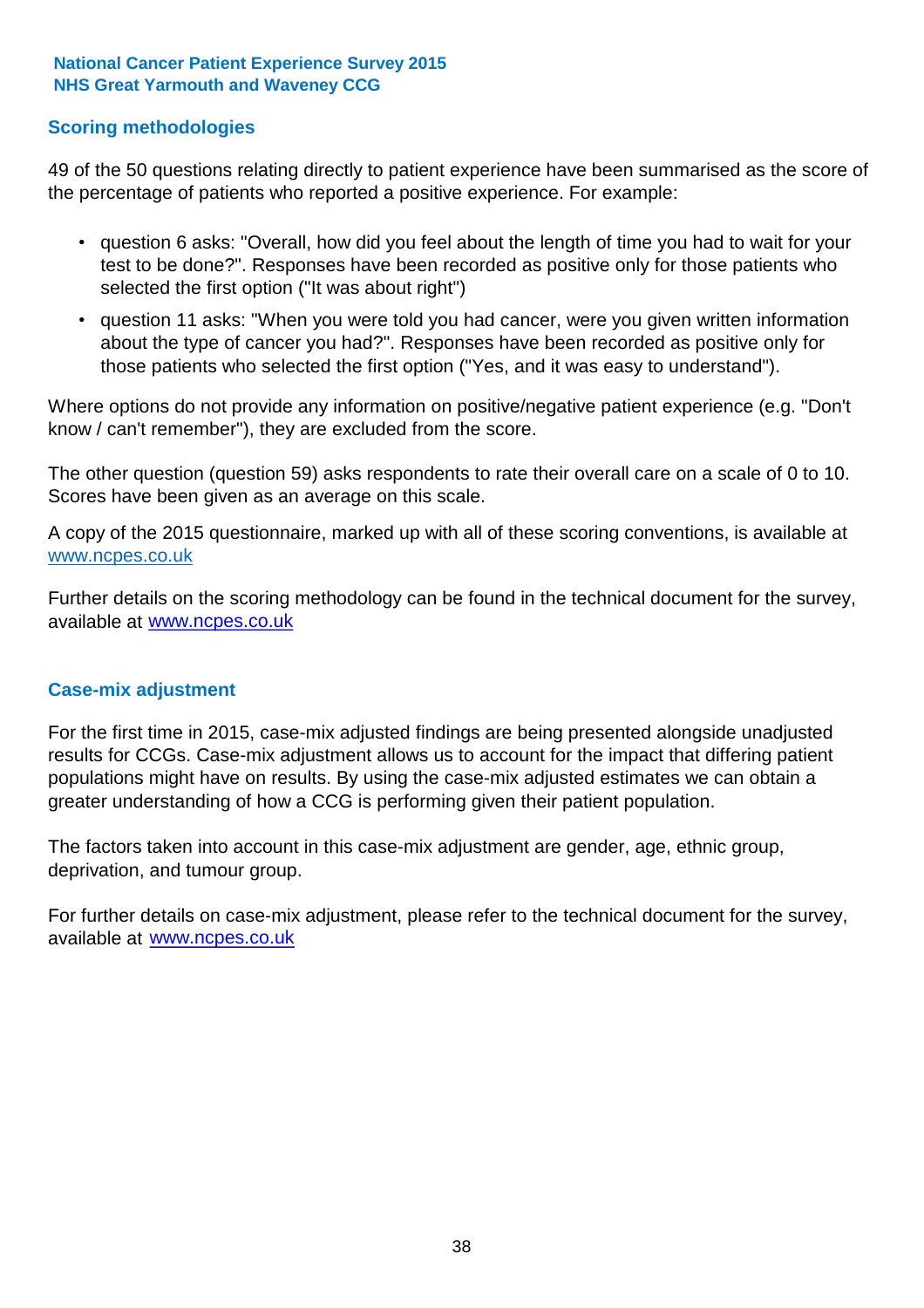## Scoring methodologies

49 of the 50 questions relating directly to patient experience have been summarised as the score of the percentage of patients who reported a positive experience. For example:

- question 6 asks: "Overall, how did you feel about the length of time you had to wait for your test to be done?". Responses have been recorded as positive only for those patients who selected the first option ("It was about right")
- question 11 asks: "When you were told you had cancer, were you given written information about the type of cancer you had?". Responses have been recorded as positive only for those patients who selected the first option ("Yes, and it was easy to understand").

Where options do not provide any information on positive/negative patient experience (e.g. "Don't know / can't remember"), they are excluded from the score.

The other question (question 59) asks respondents to rate their overall care on a scale of 0 to 10. Scores have been given as an average on this scale.

A copy of the 2015 questionnaire, marked up with all of these scoring conventions, is available at www.ncpes.co.uk

Further details on the scoring methodology can be found in the technical document for the survey, available at www.ncpes.co.uk

## Case-mix adjustment

For the first time in 2015, case-mix adjusted findings are being presented alongside unadjusted results for CCGs. Case-mix adjustment allows us to account for the impact that differing patient populations might have on results. By using the case-mix adjusted estimates we can obtain a greater understanding of how a CCG is performing given their patient population.

The factors taken into account in this case-mix adjustment are gender, age, ethnic group, deprivation, and tumour group.

For further details on case-mix adjustment, please refer to the technical document for the survey, available at www.ncpes.co.uk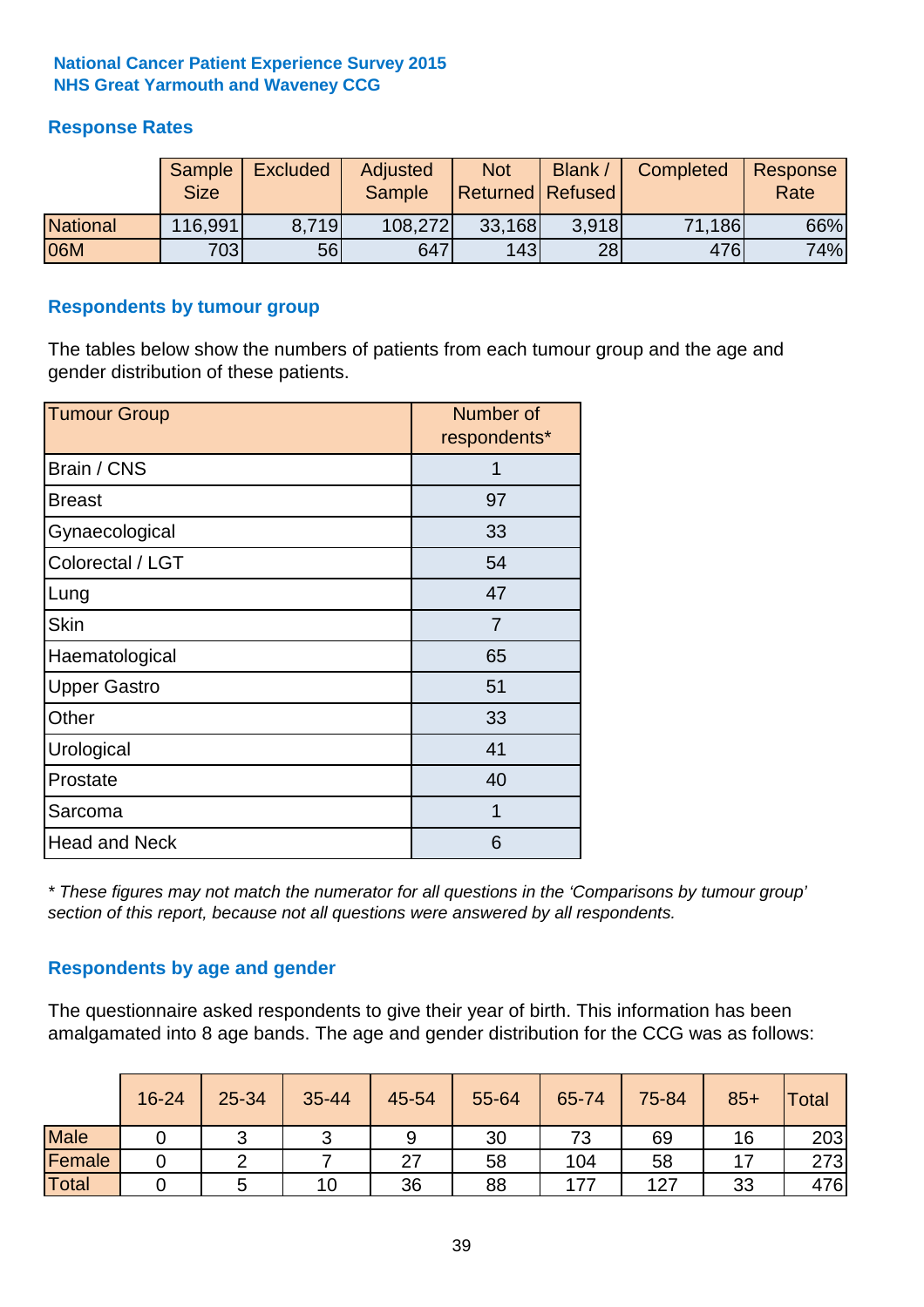**National Cancer Patient Experience Survey 2015**
**NHS Great Yarmouth and Waveney CCG**

## Response Rates

| | Sample Size | Excluded | Adjusted Sample | Not Returned | Blank / Refused | Completed | Response Rate |
|---|---|---|---|---|---|---|---|
| National | 116,991 | 8,719 | 108,272 | 33,168 | 3,918 | 71,186 | 66% |
| 06M | 703 | 56 | 647 | 143 | 28 | 476 | 74% |

## Respondents by tumour group

The tables below show the numbers of patients from each tumour group and the age and gender distribution of these patients.

| Tumour Group | Number of respondents* |
|---|---|
| Brain / CNS | 1 |
| Breast | 97 |
| Gynaecological | 33 |
| Colorectal / LGT | 54 |
| Lung | 47 |
| Skin | 7 |
| Haematological | 65 |
| Upper Gastro | 51 |
| Other | 33 |
| Urological | 41 |
| Prostate | 40 |
| Sarcoma | 1 |
| Head and Neck | 6 |

*\* These figures may not match the numerator for all questions in the 'Comparisons by tumour group' section of this report, because not all questions were answered by all respondents.*

## Respondents by age and gender

The questionnaire asked respondents to give their year of birth. This information has been amalgamated into 8 age bands. The age and gender distribution for the CCG was as follows:

| | 16-24 | 25-34 | 35-44 | 45-54 | 55-64 | 65-74 | 75-84 | 85+ | Total |
|---|---|---|---|---|---|---|---|---|---|
| Male | 0 | 3 | 3 | 9 | 30 | 73 | 69 | 16 | 203 |
| Female | 0 | 2 | 7 | 27 | 58 | 104 | 58 | 17 | 273 |
| Total | 0 | 5 | 10 | 36 | 88 | 177 | 127 | 33 | 476 |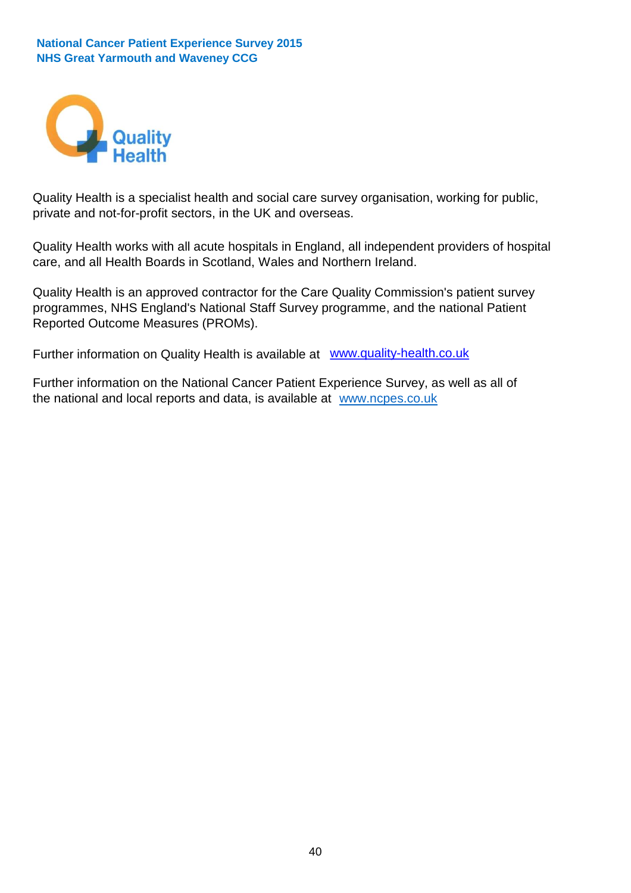Quality Health is a specialist health and social care survey organisation, working for public, private and not-for-profit sectors, in the UK and overseas.

Quality Health works with all acute hospitals in England, all independent providers of hospital care, and all Health Boards in Scotland, Wales and Northern Ireland.

Quality Health is an approved contractor for the Care Quality Commission's patient survey programmes, NHS England's National Staff Survey programme, and the national Patient Reported Outcome Measures (PROMs).

Further information on Quality Health is available at [www.quality-health.co.uk](http://www.quality-health.co.uk)

Further information on the National Cancer Patient Experience Survey, as well as all of the national and local reports and data, is available at [www.ncpes.co.uk](http://www.ncpes.co.uk)